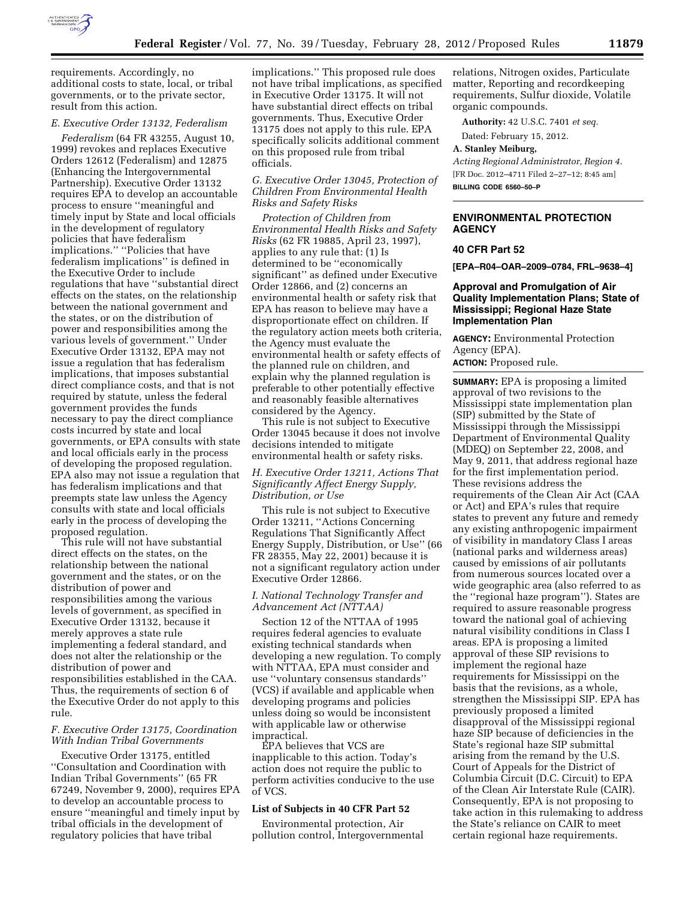requirements. Accordingly, no additional costs to state, local, or tribal governments, or to the private sector, result from this action.

### E. Executive Order 13132, Federalism

*Federalism* (64 FR 43255, August 10, 1999) revokes and replaces Executive Orders 12612 (Federalism) and 12875 (Enhancing the Intergovernmental Partnership). Executive Order 13132 requires EPA to develop an accountable process to ensure ''meaningful and timely input by State and local officials in the development of regulatory policies that have federalism implications.'' ''Policies that have federalism implications'' is defined in the Executive Order to include regulations that have ''substantial direct effects on the states, on the relationship between the national government and the states, or on the distribution of power and responsibilities among the various levels of government.'' Under Executive Order 13132, EPA may not issue a regulation that has federalism implications, that imposes substantial direct compliance costs, and that is not required by statute, unless the federal government provides the funds necessary to pay the direct compliance costs incurred by state and local governments, or EPA consults with state and local officials early in the process of developing the proposed regulation. EPA also may not issue a regulation that has federalism implications and that preempts state law unless the Agency consults with state and local officials early in the process of developing the proposed regulation.

This rule will not have substantial direct effects on the states, on the relationship between the national government and the states, or on the distribution of power and responsibilities among the various levels of government, as specified in Executive Order 13132, because it merely approves a state rule implementing a federal standard, and does not alter the relationship or the distribution of power and responsibilities established in the CAA. Thus, the requirements of section 6 of the Executive Order do not apply to this rule.

### F. Executive Order 13175, Coordination With Indian Tribal Governments

Executive Order 13175, entitled ''Consultation and Coordination with Indian Tribal Governments'' (65 FR 67249, November 9, 2000), requires EPA to develop an accountable process to ensure ''meaningful and timely input by tribal officials in the development of regulatory policies that have tribal implications.'' This proposed rule does not have tribal implications, as specified in Executive Order 13175. It will not have substantial direct effects on tribal governments. Thus, Executive Order 13175 does not apply to this rule. EPA specifically solicits additional comment on this proposed rule from tribal officials.

### G. Executive Order 13045, Protection of Children From Environmental Health Risks and Safety Risks

*Protection of Children from Environmental Health Risks and Safety Risks* (62 FR 19885, April 23, 1997), applies to any rule that: (1) Is determined to be ''economically significant'' as defined under Executive Order 12866, and (2) concerns an environmental health or safety risk that EPA has reason to believe may have a disproportionate effect on children. If the regulatory action meets both criteria, the Agency must evaluate the environmental health or safety effects of the planned rule on children, and explain why the planned regulation is preferable to other potentially effective and reasonably feasible alternatives considered by the Agency.

This rule is not subject to Executive Order 13045 because it does not involve decisions intended to mitigate environmental health or safety risks.

### H. Executive Order 13211, Actions That Significantly Affect Energy Supply, Distribution, or Use

This rule is not subject to Executive Order 13211, ''Actions Concerning Regulations That Significantly Affect Energy Supply, Distribution, or Use'' (66 FR 28355, May 22, 2001) because it is not a significant regulatory action under Executive Order 12866.

### I. National Technology Transfer and Advancement Act (NTTAA)

Section 12 of the NTTAA of 1995 requires federal agencies to evaluate existing technical standards when developing a new regulation. To comply with NTTAA, EPA must consider and use ''voluntary consensus standards'' (VCS) if available and applicable when developing programs and policies unless doing so would be inconsistent with applicable law or otherwise impractical.

EPA believes that VCS are inapplicable to this action. Today's action does not require the public to perform activities conducive to the use of VCS.

### List of Subjects in 40 CFR Part 52

Environmental protection, Air pollution control, Intergovernmental relations, Nitrogen oxides, Particulate matter, Reporting and recordkeeping requirements, Sulfur dioxide, Volatile organic compounds.

**Authority:** 42 U.S.C. 7401 *et seq.*

Dated: February 15, 2012.

**A. Stanley Meiburg,**

*Acting Regional Administrator, Region 4.*

[FR Doc. 2012–4711 Filed 2–27–12; 8:45 am]

**BILLING CODE 6560–50–P**

---

## ENVIRONMENTAL PROTECTION AGENCY

### 40 CFR Part 52

**[EPA–R04–OAR–2009–0784, FRL–9638–4]**

### Approval and Promulgation of Air Quality Implementation Plans; State of Mississippi; Regional Haze State Implementation Plan

**AGENCY:** Environmental Protection Agency (EPA).

**ACTION:** Proposed rule.

**SUMMARY:** EPA is proposing a limited approval of two revisions to the Mississippi state implementation plan (SIP) submitted by the State of Mississippi through the Mississippi Department of Environmental Quality (MDEQ) on September 22, 2008, and May 9, 2011, that address regional haze for the first implementation period. These revisions address the requirements of the Clean Air Act (CAA or Act) and EPA's rules that require states to prevent any future and remedy any existing anthropogenic impairment of visibility in mandatory Class I areas (national parks and wilderness areas) caused by emissions of air pollutants from numerous sources located over a wide geographic area (also referred to as the ''regional haze program''). States are required to assure reasonable progress toward the national goal of achieving natural visibility conditions in Class I areas. EPA is proposing a limited approval of these SIP revisions to implement the regional haze requirements for Mississippi on the basis that the revisions, as a whole, strengthen the Mississippi SIP. EPA has previously proposed a limited disapproval of the Mississippi regional haze SIP because of deficiencies in the State's regional haze SIP submittal arising from the remand by the U.S. Court of Appeals for the District of Columbia Circuit (D.C. Circuit) to EPA of the Clean Air Interstate Rule (CAIR). Consequently, EPA is not proposing to take action in this rulemaking to address the State's reliance on CAIR to meet certain regional haze requirements.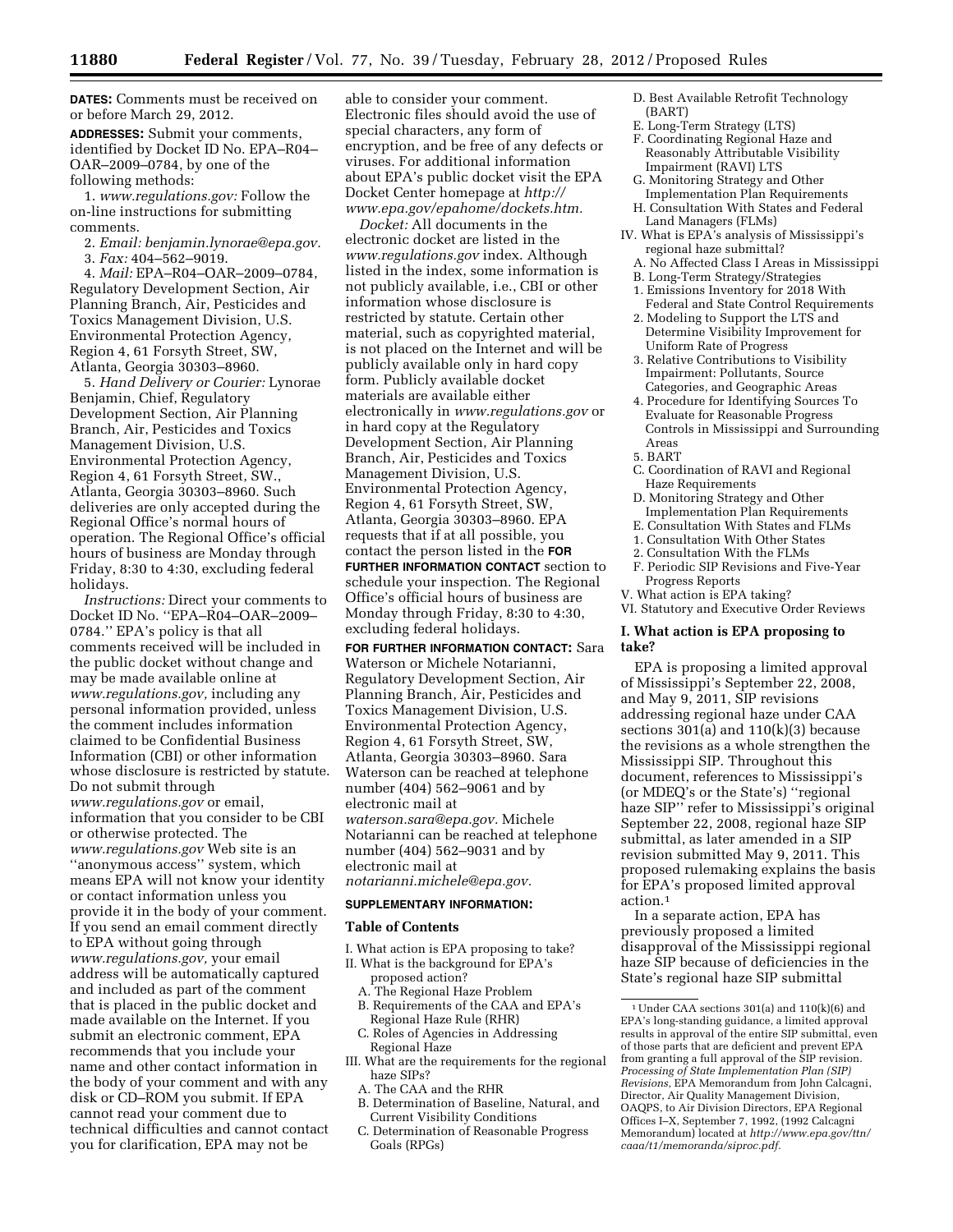**DATES:** Comments must be received on or before March 29, 2012.

**ADDRESSES:** Submit your comments, identified by Docket ID No. EPA–R04–OAR–2009–0784, by one of the following methods:

1. *www.regulations.gov:* Follow the on-line instructions for submitting comments.
2. *Email: benjamin.lynorae@epa.gov.*
3. *Fax:* 404–562–9019.
4. *Mail:* EPA–R04–OAR–2009–0784, Regulatory Development Section, Air Planning Branch, Air, Pesticides and Toxics Management Division, U.S. Environmental Protection Agency, Region 4, 61 Forsyth Street, SW, Atlanta, Georgia 30303–8960.
5. *Hand Delivery or Courier:* Lynorae Benjamin, Chief, Regulatory Development Section, Air Planning Branch, Air, Pesticides and Toxics Management Division, U.S. Environmental Protection Agency, Region 4, 61 Forsyth Street, SW., Atlanta, Georgia 30303–8960. Such deliveries are only accepted during the Regional Office's normal hours of operation. The Regional Office's official hours of business are Monday through Friday, 8:30 to 4:30, excluding federal holidays.

*Instructions:* Direct your comments to Docket ID No. ''EPA–R04–OAR–2009–0784.'' EPA's policy is that all comments received will be included in the public docket without change and may be made available online at *www.regulations.gov,* including any personal information provided, unless the comment includes information claimed to be Confidential Business Information (CBI) or other information whose disclosure is restricted by statute. Do not submit through *www.regulations.gov* or email, information that you consider to be CBI or otherwise protected. The *www.regulations.gov* Web site is an ''anonymous access'' system, which means EPA will not know your identity or contact information unless you provide it in the body of your comment. If you send an email comment directly to EPA without going through *www.regulations.gov,* your email address will be automatically captured and included as part of the comment that is placed in the public docket and made available on the Internet. If you submit an electronic comment, EPA recommends that you include your name and other contact information in the body of your comment and with any disk or CD–ROM you submit. If EPA cannot read your comment due to technical difficulties and cannot contact you for clarification, EPA may not be able to consider your comment. Electronic files should avoid the use of special characters, any form of encryption, and be free of any defects or viruses. For additional information about EPA's public docket visit the EPA Docket Center homepage at *http://www.epa.gov/epahome/dockets.htm.*

*Docket:* All documents in the electronic docket are listed in the *www.regulations.gov* index. Although listed in the index, some information is not publicly available, i.e., CBI or other information whose disclosure is restricted by statute. Certain other material, such as copyrighted material, is not placed on the Internet and will be publicly available only in hard copy form. Publicly available docket materials are available either electronically in *www.regulations.gov* or in hard copy at the Regulatory Development Section, Air Planning Branch, Air, Pesticides and Toxics Management Division, U.S. Environmental Protection Agency, Region 4, 61 Forsyth Street, SW, Atlanta, Georgia 30303–8960. EPA requests that if at all possible, you contact the person listed in the **FOR FURTHER INFORMATION CONTACT** section to schedule your inspection. The Regional Office's official hours of business are Monday through Friday, 8:30 to 4:30, excluding federal holidays.

**FOR FURTHER INFORMATION CONTACT:** Sara Waterson or Michele Notarianni, Regulatory Development Section, Air Planning Branch, Air, Pesticides and Toxics Management Division, U.S. Environmental Protection Agency, Region 4, 61 Forsyth Street, SW, Atlanta, Georgia 30303–8960. Sara Waterson can be reached at telephone number (404) 562–9061 and by electronic mail at *waterson.sara@epa.gov.* Michele Notarianni can be reached at telephone number (404) 562–9031 and by electronic mail at *notarianni.michele@epa.gov.*

**SUPPLEMENTARY INFORMATION:**

**Table of Contents**

I. What action is EPA proposing to take?
II. What is the background for EPA's proposed action?
 A. The Regional Haze Problem
 B. Requirements of the CAA and EPA's Regional Haze Rule (RHR)
 C. Roles of Agencies in Addressing Regional Haze
III. What are the requirements for the regional haze SIPs?
 A. The CAA and the RHR
 B. Determination of Baseline, Natural, and Current Visibility Conditions
 C. Determination of Reasonable Progress Goals (RPGs)
 D. Best Available Retrofit Technology (BART)
 E. Long-Term Strategy (LTS)
 F. Coordinating Regional Haze and Reasonably Attributable Visibility Impairment (RAVI) LTS
 G. Monitoring Strategy and Other Implementation Plan Requirements
 H. Consultation With States and Federal Land Managers (FLMs)
IV. What is EPA's analysis of Mississippi's regional haze submittal?
 A. No Affected Class I Areas in Mississippi
 B. Long-Term Strategy/Strategies
 1. Emissions Inventory for 2018 With Federal and State Control Requirements
 2. Modeling to Support the LTS and Determine Visibility Improvement for Uniform Rate of Progress
 3. Relative Contributions to Visibility Impairment: Pollutants, Source Categories, and Geographic Areas
 4. Procedure for Identifying Sources To Evaluate for Reasonable Progress Controls in Mississippi and Surrounding Areas
 5. BART
 C. Coordination of RAVI and Regional Haze Requirements
 D. Monitoring Strategy and Other Implementation Plan Requirements
 E. Consultation With States and FLMs
 1. Consultation With Other States
 2. Consultation With the FLMs
 F. Periodic SIP Revisions and Five-Year Progress Reports
V. What action is EPA taking?
VI. Statutory and Executive Order Reviews

**I. What action is EPA proposing to take?**

EPA is proposing a limited approval of Mississippi's September 22, 2008, and May 9, 2011, SIP revisions addressing regional haze under CAA sections 301(a) and 110(k)(3) because the revisions as a whole strengthen the Mississippi SIP. Throughout this document, references to Mississippi's (or MDEQ's or the State's) ''regional haze SIP'' refer to Mississippi's original September 22, 2008, regional haze SIP submittal, as later amended in a SIP revision submitted May 9, 2011. This proposed rulemaking explains the basis for EPA's proposed limited approval action.[1]

In a separate action, EPA has previously proposed a limited disapproval of the Mississippi regional haze SIP because of deficiencies in the State's regional haze SIP submittal

[1] Under CAA sections 301(a) and 110(k)(6) and EPA's long-standing guidance, a limited approval results in approval of the entire SIP submittal, even of those parts that are deficient and prevent EPA from granting a full approval of the SIP revision. *Processing of State Implementation Plan (SIP) Revisions,* EPA Memorandum from John Calcagni, Director, Air Quality Management Division, OAQPS, to Air Division Directors, EPA Regional Offices I–X, September 7, 1992, (1992 Calcagni Memorandum) located at *http://www.epa.gov/ttn/caaa/t1/memoranda/siproc.pdf.*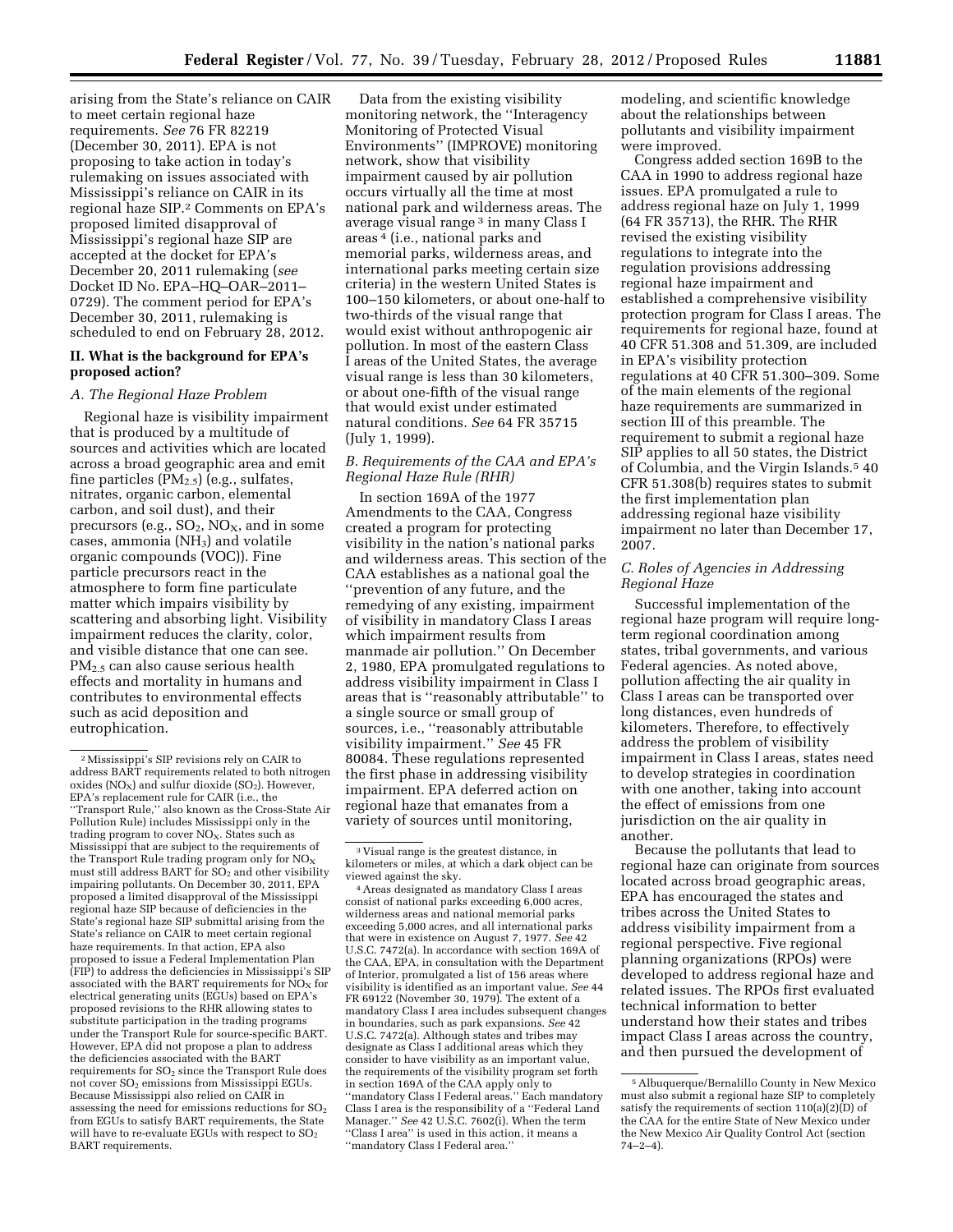arising from the State's reliance on CAIR to meet certain regional haze requirements. *See* 76 FR 82219 (December 30, 2011). EPA is not proposing to take action in today's rulemaking on issues associated with Mississippi's reliance on CAIR in its regional haze SIP.[2] Comments on EPA's proposed limited disapproval of Mississippi's regional haze SIP are accepted at the docket for EPA's December 20, 2011 rulemaking (*see* Docket ID No. EPA–HQ–OAR–2011–0729). The comment period for EPA's December 30, 2011, rulemaking is scheduled to end on February 28, 2012.

## II. What is the background for EPA's proposed action?

### *A. The Regional Haze Problem*

Regional haze is visibility impairment that is produced by a multitude of sources and activities which are located across a broad geographic area and emit fine particles ($PM_{2.5}$) (e.g., sulfates, nitrates, organic carbon, elemental carbon, and soil dust), and their precursors (e.g., $SO_2$, $NO_X$, and in some cases, ammonia ($NH_3$) and volatile organic compounds (VOC)). Fine particle precursors react in the atmosphere to form fine particulate matter which impairs visibility by scattering and absorbing light. Visibility impairment reduces the clarity, color, and visible distance that one can see. $PM_{2.5}$ can also cause serious health effects and mortality in humans and contributes to environmental effects such as acid deposition and eutrophication.

Data from the existing visibility monitoring network, the "Interagency Monitoring of Protected Visual Environments" (IMPROVE) monitoring network, show that visibility impairment caused by air pollution occurs virtually all the time at most national park and wilderness areas. The average visual range[3] in many Class I areas[4] (i.e., national parks and memorial parks, wilderness areas, and international parks meeting certain size criteria) in the western United States is 100–150 kilometers, or about one-half to two-thirds of the visual range that would exist without anthropogenic air pollution. In most of the eastern Class I areas of the United States, the average visual range is less than 30 kilometers, or about one-fifth of the visual range that would exist under estimated natural conditions. *See* 64 FR 35715 (July 1, 1999).

### *B. Requirements of the CAA and EPA's Regional Haze Rule (RHR)*

In section 169A of the 1977 Amendments to the CAA, Congress created a program for protecting visibility in the nation's national parks and wilderness areas. This section of the CAA establishes as a national goal the "prevention of any future, and the remedying of any existing, impairment of visibility in mandatory Class I areas which impairment results from manmade air pollution." On December 2, 1980, EPA promulgated regulations to address visibility impairment in Class I areas that is "reasonably attributable" to a single source or small group of sources, i.e., "reasonably attributable visibility impairment." *See* 45 FR 80084. These regulations represented the first phase in addressing visibility impairment. EPA deferred action on regional haze that emanates from a variety of sources until monitoring, modeling, and scientific knowledge about the relationships between pollutants and visibility impairment were improved.

Congress added section 169B to the CAA in 1990 to address regional haze issues. EPA promulgated a rule to address regional haze on July 1, 1999 (64 FR 35713), the RHR. The RHR revised the existing visibility regulations to integrate into the regulation provisions addressing regional haze impairment and established a comprehensive visibility protection program for Class I areas. The requirements for regional haze, found at 40 CFR 51.308 and 51.309, are included in EPA's visibility protection regulations at 40 CFR 51.300–309. Some of the main elements of the regional haze requirements are summarized in section III of this preamble. The requirement to submit a regional haze SIP applies to all 50 states, the District of Columbia, and the Virgin Islands.[5] 40 CFR 51.308(b) requires states to submit the first implementation plan addressing regional haze visibility impairment no later than December 17, 2007.

### *C. Roles of Agencies in Addressing Regional Haze*

Successful implementation of the regional haze program will require long-term regional coordination among states, tribal governments, and various Federal agencies. As noted above, pollution affecting the air quality in Class I areas can be transported over long distances, even hundreds of kilometers. Therefore, to effectively address the problem of visibility impairment in Class I areas, states need to develop strategies in coordination with one another, taking into account the effect of emissions from one jurisdiction on the air quality in another.

Because the pollutants that lead to regional haze can originate from sources located across broad geographic areas, EPA has encouraged the states and tribes across the United States to address visibility impairment from a regional perspective. Five regional planning organizations (RPOs) were developed to address regional haze and related issues. The RPOs first evaluated technical information to better understand how their states and tribes impact Class I areas across the country, and then pursued the development of

---

[2] Mississippi's SIP revisions rely on CAIR to address BART requirements related to both nitrogen oxides ($NO_X$) and sulfur dioxide ($SO_2$). However, EPA's replacement rule for CAIR (i.e., the "Transport Rule," also known as the Cross-State Air Pollution Rule) includes Mississippi only in the trading program to cover $NO_X$. States such as Mississippi that are subject to the requirements of the Transport Rule trading program only for $NO_X$ must still address BART for $SO_2$ and other visibility impairing pollutants. On December 30, 2011, EPA proposed a limited disapproval of the Mississippi regional haze SIP because of deficiencies in the State's regional haze SIP submittal arising from the State's reliance on CAIR to meet certain regional haze requirements. In that action, EPA also proposed to issue a Federal Implementation Plan (FIP) to address the deficiencies in Mississippi's SIP associated with the BART requirements for $NO_X$ for electrical generating units (EGUs) based on EPA's proposed revisions to the RHR allowing states to substitute participation in the trading programs under the Transport Rule for source-specific BART. However, EPA did not propose a plan to address the deficiencies associated with the BART requirements for $SO_2$ since the Transport Rule does not cover $SO_2$ emissions from Mississippi EGUs. Because Mississippi also relied on CAIR in assessing the need for emissions reductions for $SO_2$ from EGUs to satisfy BART requirements, the State will have to re-evaluate EGUs with respect to $SO_2$ BART requirements.

[3] Visual range is the greatest distance, in kilometers or miles, at which a dark object can be viewed against the sky.

[4] Areas designated as mandatory Class I areas consist of national parks exceeding 6,000 acres, wilderness areas and national memorial parks exceeding 5,000 acres, and all international parks that were in existence on August 7, 1977. *See* 42 U.S.C. 7472(a). In accordance with section 169A of the CAA, EPA, in consultation with the Department of Interior, promulgated a list of 156 areas where visibility is identified as an important value. *See* 44 FR 69122 (November 30, 1979). The extent of a mandatory Class I area includes subsequent changes in boundaries, such as park expansions. *See* 42 U.S.C. 7472(a). Although states and tribes may designate as Class I additional areas which they consider to have visibility as an important value, the requirements of the visibility program set forth in section 169A of the CAA apply only to "mandatory Class I Federal areas." Each mandatory Class I area is the responsibility of a "Federal Land Manager." *See* 42 U.S.C. 7602(i). When the term "Class I area" is used in this action, it means a "mandatory Class I Federal area."

[5] Albuquerque/Bernalillo County in New Mexico must also submit a regional haze SIP to completely satisfy the requirements of section 110(a)(2)(D) of the CAA for the entire State of New Mexico under the New Mexico Air Quality Control Act (section 74–2–4).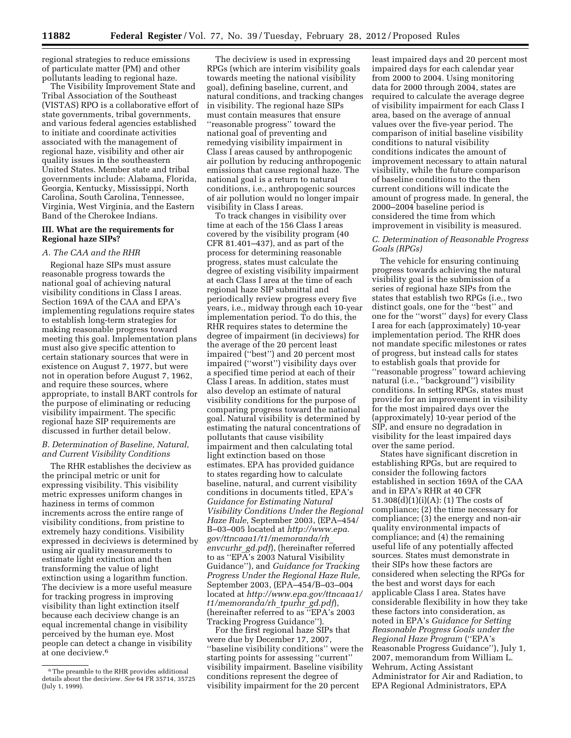regional strategies to reduce emissions of particulate matter (PM) and other pollutants leading to regional haze.

The Visibility Improvement State and Tribal Association of the Southeast (VISTAS) RPO is a collaborative effort of state governments, tribal governments, and various federal agencies established to initiate and coordinate activities associated with the management of regional haze, visibility and other air quality issues in the southeastern United States. Member state and tribal governments include: Alabama, Florida, Georgia, Kentucky, Mississippi, North Carolina, South Carolina, Tennessee, Virginia, West Virginia, and the Eastern Band of the Cherokee Indians.

## III. What are the requirements for Regional haze SIPs?

### A. The CAA and the RHR

Regional haze SIPs must assure reasonable progress towards the national goal of achieving natural visibility conditions in Class I areas. Section 169A of the CAA and EPA's implementing regulations require states to establish long-term strategies for making reasonable progress toward meeting this goal. Implementation plans must also give specific attention to certain stationary sources that were in existence on August 7, 1977, but were not in operation before August 7, 1962, and require these sources, where appropriate, to install BART controls for the purpose of eliminating or reducing visibility impairment. The specific regional haze SIP requirements are discussed in further detail below.

### B. Determination of Baseline, Natural, and Current Visibility Conditions

The RHR establishes the deciview as the principal metric or unit for expressing visibility. This visibility metric expresses uniform changes in haziness in terms of common increments across the entire range of visibility conditions, from pristine to extremely hazy conditions. Visibility expressed in deciviews is determined by using air quality measurements to estimate light extinction and then transforming the value of light extinction using a logarithm function. The deciview is a more useful measure for tracking progress in improving visibility than light extinction itself because each deciview change is an equal incremental change in visibility perceived by the human eye. Most people can detect a change in visibility at one deciview.[6]

The deciview is used in expressing RPGs (which are interim visibility goals towards meeting the national visibility goal), defining baseline, current, and natural conditions, and tracking changes in visibility. The regional haze SIPs must contain measures that ensure "reasonable progress" toward the national goal of preventing and remedying visibility impairment in Class I areas caused by anthropogenic air pollution by reducing anthropogenic emissions that cause regional haze. The national goal is a return to natural conditions, i.e., anthropogenic sources of air pollution would no longer impair visibility in Class I areas.

To track changes in visibility over time at each of the 156 Class I areas covered by the visibility program (40 CFR 81.401–437), and as part of the process for determining reasonable progress, states must calculate the degree of existing visibility impairment at each Class I area at the time of each regional haze SIP submittal and periodically review progress every five years, i.e., midway through each 10-year implementation period. To do this, the RHR requires states to determine the degree of impairment (in deciviews) for the average of the 20 percent least impaired ("best") and 20 percent most impaired ("worst") visibility days over a specified time period at each of their Class I areas. In addition, states must also develop an estimate of natural visibility conditions for the purpose of comparing progress toward the national goal. Natural visibility is determined by estimating the natural concentrations of pollutants that cause visibility impairment and then calculating total light extinction based on those estimates. EPA has provided guidance to states regarding how to calculate baseline, natural, and current visibility conditions in documents titled, EPA's *Guidance for Estimating Natural Visibility Conditions Under the Regional Haze Rule,* September 2003, (EPA–454/B–03–005 located at *http://www.epa.gov/ttncaaa1/t1/memoranda/rh_envcurhr_gd.pdf*), (hereinafter referred to as "EPA's 2003 Natural Visibility Guidance"), and *Guidance for Tracking Progress Under the Regional Haze Rule,* September 2003, (EPA–454/B–03–004 located at *http://www.epa.gov/ttncaaa1/t1/memoranda/rh_tpurhr_gd.pdf*), (hereinafter referred to as "EPA's 2003 Tracking Progress Guidance").

For the first regional haze SIPs that were due by December 17, 2007, "baseline visibility conditions" were the starting points for assessing "current" visibility impairment. Baseline visibility conditions represent the degree of visibility impairment for the 20 percent least impaired days and 20 percent most impaired days for each calendar year from 2000 to 2004. Using monitoring data for 2000 through 2004, states are required to calculate the average degree of visibility impairment for each Class I area, based on the average of annual values over the five-year period. The comparison of initial baseline visibility conditions to natural visibility conditions indicates the amount of improvement necessary to attain natural visibility, while the future comparison of baseline conditions to the then current conditions will indicate the amount of progress made. In general, the 2000–2004 baseline period is considered the time from which improvement in visibility is measured.

### C. Determination of Reasonable Progress Goals (RPGs)

The vehicle for ensuring continuing progress towards achieving the natural visibility goal is the submission of a series of regional haze SIPs from the states that establish two RPGs (i.e., two distinct goals, one for the "best" and one for the "worst" days) for every Class I area for each (approximately) 10-year implementation period. The RHR does not mandate specific milestones or rates of progress, but instead calls for states to establish goals that provide for "reasonable progress" toward achieving natural (i.e., "background") visibility conditions. In setting RPGs, states must provide for an improvement in visibility for the most impaired days over the (approximately) 10-year period of the SIP, and ensure no degradation in visibility for the least impaired days over the same period.

States have significant discretion in establishing RPGs, but are required to consider the following factors established in section 169A of the CAA and in EPA's RHR at 40 CFR 51.308(d)(1)(i)(A): (1) The costs of compliance; (2) the time necessary for compliance; (3) the energy and non-air quality environmental impacts of compliance; and (4) the remaining useful life of any potentially affected sources. States must demonstrate in their SIPs how these factors are considered when selecting the RPGs for the best and worst days for each applicable Class I area. States have considerable flexibility in how they take these factors into consideration, as noted in EPA's *Guidance for Setting Reasonable Progress Goals under the Regional Haze Program* ("EPA's Reasonable Progress Guidance"), July 1, 2007, memorandum from William L. Wehrum, Acting Assistant Administrator for Air and Radiation, to EPA Regional Administrators, EPA

[6] The preamble to the RHR provides additional details about the deciview. *See* 64 FR 35714, 35725 (July 1, 1999).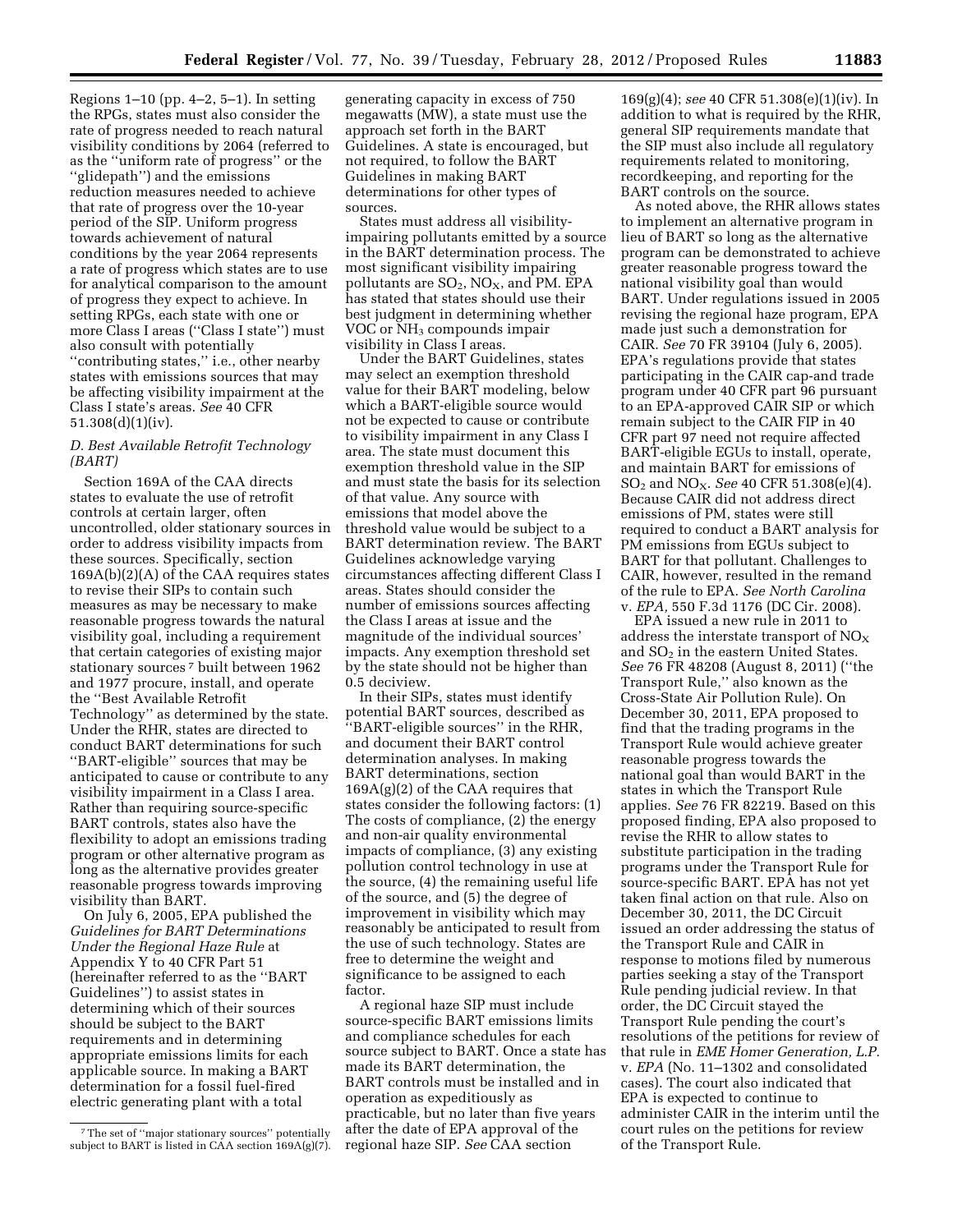Regions 1–10 (pp. 4–2, 5–1). In setting the RPGs, states must also consider the rate of progress needed to reach natural visibility conditions by 2064 (referred to as the ''uniform rate of progress'' or the ''glidepath'') and the emissions reduction measures needed to achieve that rate of progress over the 10-year period of the SIP. Uniform progress towards achievement of natural conditions by the year 2064 represents a rate of progress which states are to use for analytical comparison to the amount of progress they expect to achieve. In setting RPGs, each state with one or more Class I areas (''Class I state'') must also consult with potentially ''contributing states,'' i.e., other nearby states with emissions sources that may be affecting visibility impairment at the Class I state's areas. *See* 40 CFR 51.308(d)(1)(iv).

### *D. Best Available Retrofit Technology (BART)*

Section 169A of the CAA directs states to evaluate the use of retrofit controls at certain larger, often uncontrolled, older stationary sources in order to address visibility impacts from these sources. Specifically, section 169A(b)(2)(A) of the CAA requires states to revise their SIPs to contain such measures as may be necessary to make reasonable progress towards the natural visibility goal, including a requirement that certain categories of existing major stationary sources [7] built between 1962 and 1977 procure, install, and operate the ''Best Available Retrofit Technology'' as determined by the state. Under the RHR, states are directed to conduct BART determinations for such ''BART-eligible'' sources that may be anticipated to cause or contribute to any visibility impairment in a Class I area. Rather than requiring source-specific BART controls, states also have the flexibility to adopt an emissions trading program or other alternative program as long as the alternative provides greater reasonable progress towards improving visibility than BART.

On July 6, 2005, EPA published the *Guidelines for BART Determinations Under the Regional Haze Rule* at Appendix Y to 40 CFR Part 51 (hereinafter referred to as the ''BART Guidelines'') to assist states in determining which of their sources should be subject to the BART requirements and in determining appropriate emissions limits for each applicable source. In making a BART determination for a fossil fuel-fired electric generating plant with a total generating capacity in excess of 750 megawatts (MW), a state must use the approach set forth in the BART Guidelines. A state is encouraged, but not required, to follow the BART Guidelines in making BART determinations for other types of sources.

States must address all visibility-impairing pollutants emitted by a source in the BART determination process. The most significant visibility impairing pollutants are $SO_2$, $NO_X$, and PM. EPA has stated that states should use their best judgment in determining whether VOC or $NH_3$ compounds impair visibility in Class I areas.

Under the BART Guidelines, states may select an exemption threshold value for their BART modeling, below which a BART-eligible source would not be expected to cause or contribute to visibility impairment in any Class I area. The state must document this exemption threshold value in the SIP and must state the basis for its selection of that value. Any source with emissions that model above the threshold value would be subject to a BART determination review. The BART Guidelines acknowledge varying circumstances affecting different Class I areas. States should consider the number of emissions sources affecting the Class I areas at issue and the magnitude of the individual sources' impacts. Any exemption threshold set by the state should not be higher than 0.5 deciview.

In their SIPs, states must identify potential BART sources, described as ''BART-eligible sources'' in the RHR, and document their BART control determination analyses. In making BART determinations, section 169A(g)(2) of the CAA requires that states consider the following factors: (1) The costs of compliance, (2) the energy and non-air quality environmental impacts of compliance, (3) any existing pollution control technology in use at the source, (4) the remaining useful life of the source, and (5) the degree of improvement in visibility which may reasonably be anticipated to result from the use of such technology. States are free to determine the weight and significance to be assigned to each factor.

A regional haze SIP must include source-specific BART emissions limits and compliance schedules for each source subject to BART. Once a state has made its BART determination, the BART controls must be installed and in operation as expeditiously as practicable, but no later than five years after the date of EPA approval of the regional haze SIP. *See* CAA section 169(g)(4); *see* 40 CFR 51.308(e)(1)(iv). In addition to what is required by the RHR, general SIP requirements mandate that the SIP must also include all regulatory requirements related to monitoring, recordkeeping, and reporting for the BART controls on the source.

As noted above, the RHR allows states to implement an alternative program in lieu of BART so long as the alternative program can be demonstrated to achieve greater reasonable progress toward the national visibility goal than would BART. Under regulations issued in 2005 revising the regional haze program, EPA made just such a demonstration for CAIR. *See* 70 FR 39104 (July 6, 2005). EPA's regulations provide that states participating in the CAIR cap-and trade program under 40 CFR part 96 pursuant to an EPA-approved CAIR SIP or which remain subject to the CAIR FIP in 40 CFR part 97 need not require affected BART-eligible EGUs to install, operate, and maintain BART for emissions of $SO_2$ and $NO_X$. *See* 40 CFR 51.308(e)(4). Because CAIR did not address direct emissions of PM, states were still required to conduct a BART analysis for PM emissions from EGUs subject to BART for that pollutant. Challenges to CAIR, however, resulted in the remand of the rule to EPA. *See North Carolina* v. *EPA*, 550 F.3d 1176 (DC Cir. 2008).

EPA issued a new rule in 2011 to address the interstate transport of $NO_X$ and $SO_2$ in the eastern United States. *See* 76 FR 48208 (August 8, 2011) (''the Transport Rule,'' also known as the Cross-State Air Pollution Rule). On December 30, 2011, EPA proposed to find that the trading programs in the Transport Rule would achieve greater reasonable progress towards the national goal than would BART in the states in which the Transport Rule applies. *See* 76 FR 82219. Based on this proposed finding, EPA also proposed to revise the RHR to allow states to substitute participation in the trading programs under the Transport Rule for source-specific BART. EPA has not yet taken final action on that rule. Also on December 30, 2011, the DC Circuit issued an order addressing the status of the Transport Rule and CAIR in response to motions filed by numerous parties seeking a stay of the Transport Rule pending judicial review. In that order, the DC Circuit stayed the Transport Rule pending the court's resolutions of the petitions for review of that rule in *EME Homer Generation, L.P.* v. *EPA* (No. 11–1302 and consolidated cases). The court also indicated that EPA is expected to continue to administer CAIR in the interim until the court rules on the petitions for review of the Transport Rule.

[7] The set of ''major stationary sources'' potentially subject to BART is listed in CAA section 169A(g)(7).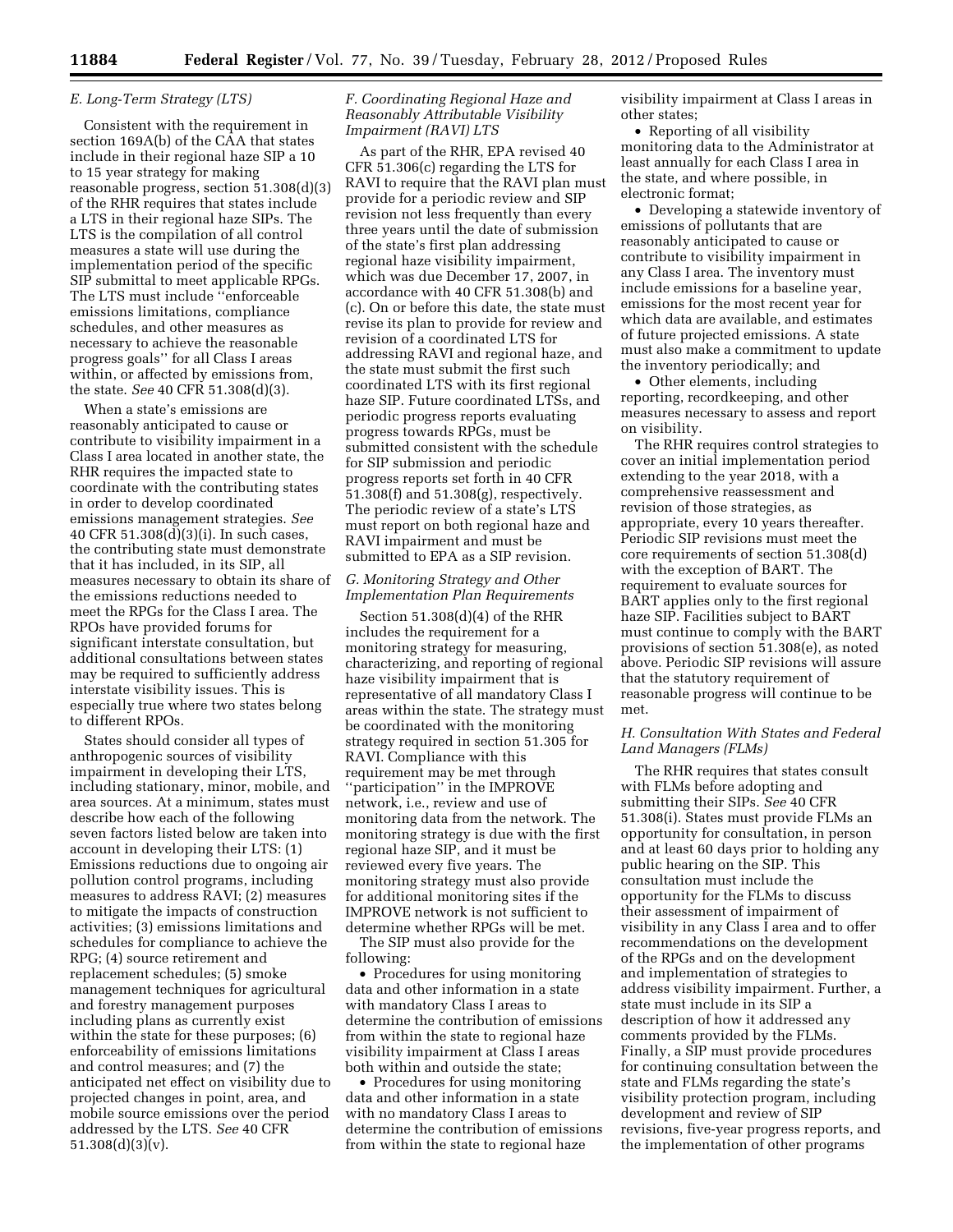### *E. Long-Term Strategy (LTS)*

Consistent with the requirement in section 169A(b) of the CAA that states include in their regional haze SIP a 10 to 15 year strategy for making reasonable progress, section 51.308(d)(3) of the RHR requires that states include a LTS in their regional haze SIPs. The LTS is the compilation of all control measures a state will use during the implementation period of the specific SIP submittal to meet applicable RPGs. The LTS must include ''enforceable emissions limitations, compliance schedules, and other measures as necessary to achieve the reasonable progress goals'' for all Class I areas within, or affected by emissions from, the state. *See* 40 CFR 51.308(d)(3).

When a state's emissions are reasonably anticipated to cause or contribute to visibility impairment in a Class I area located in another state, the RHR requires the impacted state to coordinate with the contributing states in order to develop coordinated emissions management strategies. *See* 40 CFR 51.308(d)(3)(i). In such cases, the contributing state must demonstrate that it has included, in its SIP, all measures necessary to obtain its share of the emissions reductions needed to meet the RPGs for the Class I area. The RPOs have provided forums for significant interstate consultation, but additional consultations between states may be required to sufficiently address interstate visibility issues. This is especially true where two states belong to different RPOs.

States should consider all types of anthropogenic sources of visibility impairment in developing their LTS, including stationary, minor, mobile, and area sources. At a minimum, states must describe how each of the following seven factors listed below are taken into account in developing their LTS: (1) Emissions reductions due to ongoing air pollution control programs, including measures to address RAVI; (2) measures to mitigate the impacts of construction activities; (3) emissions limitations and schedules for compliance to achieve the RPG; (4) source retirement and replacement schedules; (5) smoke management techniques for agricultural and forestry management purposes including plans as currently exist within the state for these purposes; (6) enforceability of emissions limitations and control measures; and (7) the anticipated net effect on visibility due to projected changes in point, area, and mobile source emissions over the period addressed by the LTS. *See* 40 CFR 51.308(d)(3)(v).

### *F. Coordinating Regional Haze and Reasonably Attributable Visibility Impairment (RAVI) LTS*

As part of the RHR, EPA revised 40 CFR 51.306(c) regarding the LTS for RAVI to require that the RAVI plan must provide for a periodic review and SIP revision not less frequently than every three years until the date of submission of the state's first plan addressing regional haze visibility impairment, which was due December 17, 2007, in accordance with 40 CFR 51.308(b) and (c). On or before this date, the state must revise its plan to provide for review and revision of a coordinated LTS for addressing RAVI and regional haze, and the state must submit the first such coordinated LTS with its first regional haze SIP. Future coordinated LTSs, and periodic progress reports evaluating progress towards RPGs, must be submitted consistent with the schedule for SIP submission and periodic progress reports set forth in 40 CFR 51.308(f) and 51.308(g), respectively. The periodic review of a state's LTS must report on both regional haze and RAVI impairment and must be submitted to EPA as a SIP revision.

### *G. Monitoring Strategy and Other Implementation Plan Requirements*

Section 51.308(d)(4) of the RHR includes the requirement for a monitoring strategy for measuring, characterizing, and reporting of regional haze visibility impairment that is representative of all mandatory Class I areas within the state. The strategy must be coordinated with the monitoring strategy required in section 51.305 for RAVI. Compliance with this requirement may be met through ''participation'' in the IMPROVE network, i.e., review and use of monitoring data from the network. The monitoring strategy is due with the first regional haze SIP, and it must be reviewed every five years. The monitoring strategy must also provide for additional monitoring sites if the IMPROVE network is not sufficient to determine whether RPGs will be met.

The SIP must also provide for the following:

- Procedures for using monitoring data and other information in a state with mandatory Class I areas to determine the contribution of emissions from within the state to regional haze visibility impairment at Class I areas both within and outside the state;
- Procedures for using monitoring data and other information in a state with no mandatory Class I areas to determine the contribution of emissions from within the state to regional haze visibility impairment at Class I areas in other states;
- Reporting of all visibility monitoring data to the Administrator at least annually for each Class I area in the state, and where possible, in electronic format;
- Developing a statewide inventory of emissions of pollutants that are reasonably anticipated to cause or contribute to visibility impairment in any Class I area. The inventory must include emissions for a baseline year, emissions for the most recent year for which data are available, and estimates of future projected emissions. A state must also make a commitment to update the inventory periodically; and
- Other elements, including reporting, recordkeeping, and other measures necessary to assess and report on visibility.

The RHR requires control strategies to cover an initial implementation period extending to the year 2018, with a comprehensive reassessment and revision of those strategies, as appropriate, every 10 years thereafter. Periodic SIP revisions must meet the core requirements of section 51.308(d) with the exception of BART. The requirement to evaluate sources for BART applies only to the first regional haze SIP. Facilities subject to BART must continue to comply with the BART provisions of section 51.308(e), as noted above. Periodic SIP revisions will assure that the statutory requirement of reasonable progress will continue to be met.

### *H. Consultation With States and Federal Land Managers (FLMs)*

The RHR requires that states consult with FLMs before adopting and submitting their SIPs. *See* 40 CFR 51.308(i). States must provide FLMs an opportunity for consultation, in person and at least 60 days prior to holding any public hearing on the SIP. This consultation must include the opportunity for the FLMs to discuss their assessment of impairment of visibility in any Class I area and to offer recommendations on the development of the RPGs and on the development and implementation of strategies to address visibility impairment. Further, a state must include in its SIP a description of how it addressed any comments provided by the FLMs. Finally, a SIP must provide procedures for continuing consultation between the state and FLMs regarding the state's visibility protection program, including development and review of SIP revisions, five-year progress reports, and the implementation of other programs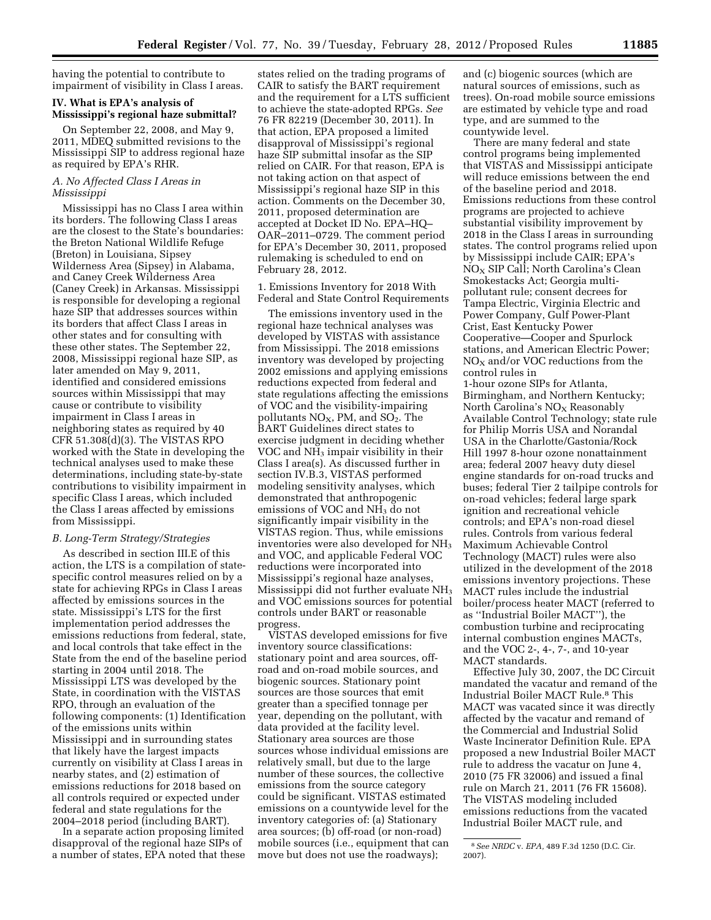having the potential to contribute to impairment of visibility in Class I areas.

## IV. What is EPA's analysis of Mississippi's regional haze submittal?

On September 22, 2008, and May 9, 2011, MDEQ submitted revisions to the Mississippi SIP to address regional haze as required by EPA's RHR.

### A. No Affected Class I Areas in Mississippi

Mississippi has no Class I area within its borders. The following Class I areas are the closest to the State's boundaries: the Breton National Wildlife Refuge (Breton) in Louisiana, Sipsey Wilderness Area (Sipsey) in Alabama, and Caney Creek Wilderness Area (Caney Creek) in Arkansas. Mississippi is responsible for developing a regional haze SIP that addresses sources within its borders that affect Class I areas in other states and for consulting with these other states. The September 22, 2008, Mississippi regional haze SIP, as later amended on May 9, 2011, identified and considered emissions sources within Mississippi that may cause or contribute to visibility impairment in Class I areas in neighboring states as required by 40 CFR 51.308(d)(3). The VISTAS RPO worked with the State in developing the technical analyses used to make these determinations, including state-by-state contributions to visibility impairment in specific Class I areas, which included the Class I areas affected by emissions from Mississippi.

### B. Long-Term Strategy/Strategies

As described in section III.E of this action, the LTS is a compilation of state-specific control measures relied on by a state for achieving RPGs in Class I areas affected by emissions sources in the state. Mississippi's LTS for the first implementation period addresses the emissions reductions from federal, state, and local controls that take effect in the State from the end of the baseline period starting in 2004 until 2018. The Mississippi LTS was developed by the State, in coordination with the VISTAS RPO, through an evaluation of the following components: (1) Identification of the emissions units within Mississippi and in surrounding states that likely have the largest impacts currently on visibility at Class I areas in nearby states, and (2) estimation of emissions reductions for 2018 based on all controls required or expected under federal and state regulations for the 2004–2018 period (including BART).

In a separate action proposing limited disapproval of the regional haze SIPs of a number of states, EPA noted that these states relied on the trading programs of CAIR to satisfy the BART requirement and the requirement for a LTS sufficient to achieve the state-adopted RPGs. *See* 76 FR 82219 (December 30, 2011). In that action, EPA proposed a limited disapproval of Mississippi's regional haze SIP submittal insofar as the SIP relied on CAIR. For that reason, EPA is not taking action on that aspect of Mississippi's regional haze SIP in this action. Comments on the December 30, 2011, proposed determination are accepted at Docket ID No. EPA–HQ–OAR–2011–0729. The comment period for EPA's December 30, 2011, proposed rulemaking is scheduled to end on February 28, 2012.

1. Emissions Inventory for 2018 With Federal and State Control Requirements

The emissions inventory used in the regional haze technical analyses was developed by VISTAS with assistance from Mississippi. The 2018 emissions inventory was developed by projecting 2002 emissions and applying emissions reductions expected from federal and state regulations affecting the emissions of VOC and the visibility-impairing pollutants $NO_X$, PM, and $SO_2$. The BART Guidelines direct states to exercise judgment in deciding whether VOC and $NH_3$ impair visibility in their Class I area(s). As discussed further in section IV.B.3, VISTAS performed modeling sensitivity analyses, which demonstrated that anthropogenic emissions of VOC and $NH_3$ do not significantly impair visibility in the VISTAS region. Thus, while emissions inventories were also developed for $NH_3$ and VOC, and applicable Federal VOC reductions were incorporated into Mississippi's regional haze analyses, Mississippi did not further evaluate $NH_3$ and VOC emissions sources for potential controls under BART or reasonable progress.

VISTAS developed emissions for five inventory source classifications: stationary point and area sources, off-road and on-road mobile sources, and biogenic sources. Stationary point sources are those sources that emit greater than a specified tonnage per year, depending on the pollutant, with data provided at the facility level. Stationary area sources are those sources whose individual emissions are relatively small, but due to the large number of these sources, the collective emissions from the source category could be significant. VISTAS estimated emissions on a countywide level for the inventory categories of: (a) Stationary area sources; (b) off-road (or non-road) mobile sources (i.e., equipment that can move but does not use the roadways); and (c) biogenic sources (which are natural sources of emissions, such as trees). On-road mobile source emissions are estimated by vehicle type and road type, and are summed to the countywide level.

There are many federal and state control programs being implemented that VISTAS and Mississippi anticipate will reduce emissions between the end of the baseline period and 2018. Emissions reductions from these control programs are projected to achieve substantial visibility improvement by 2018 in the Class I areas in surrounding states. The control programs relied upon by Mississippi include CAIR; EPA's $NO_X$ SIP Call; North Carolina's Clean Smokestacks Act; Georgia multi-pollutant rule; consent decrees for Tampa Electric, Virginia Electric and Power Company, Gulf Power-Plant Crist, East Kentucky Power Cooperative—Cooper and Spurlock stations, and American Electric Power; $NO_X$ and/or VOC reductions from the control rules in 1-hour ozone SIPs for Atlanta, Birmingham, and Northern Kentucky; North Carolina's $NO_X$ Reasonably Available Control Technology; state rule for Philip Morris USA and Norandal USA in the Charlotte/Gastonia/Rock Hill 1997 8-hour ozone nonattainment area; federal 2007 heavy duty diesel engine standards for on-road trucks and buses; federal Tier 2 tailpipe controls for on-road vehicles; federal large spark ignition and recreational vehicle controls; and EPA's non-road diesel rules. Controls from various federal Maximum Achievable Control Technology (MACT) rules were also utilized in the development of the 2018 emissions inventory projections. These MACT rules include the industrial boiler/process heater MACT (referred to as "Industrial Boiler MACT"), the combustion turbine and reciprocating internal combustion engines MACTs, and the VOC 2-, 4-, 7-, and 10-year MACT standards.

Effective July 30, 2007, the DC Circuit mandated the vacatur and remand of the Industrial Boiler MACT Rule.[8] This MACT was vacated since it was directly affected by the vacatur and remand of the Commercial and Industrial Solid Waste Incinerator Definition Rule. EPA proposed a new Industrial Boiler MACT rule to address the vacatur on June 4, 2010 (75 FR 32006) and issued a final rule on March 21, 2011 (76 FR 15608). The VISTAS modeling included emissions reductions from the vacated Industrial Boiler MACT rule, and

[8] *See NRDC* v. *EPA*, 489 F.3d 1250 (D.C. Cir. 2007).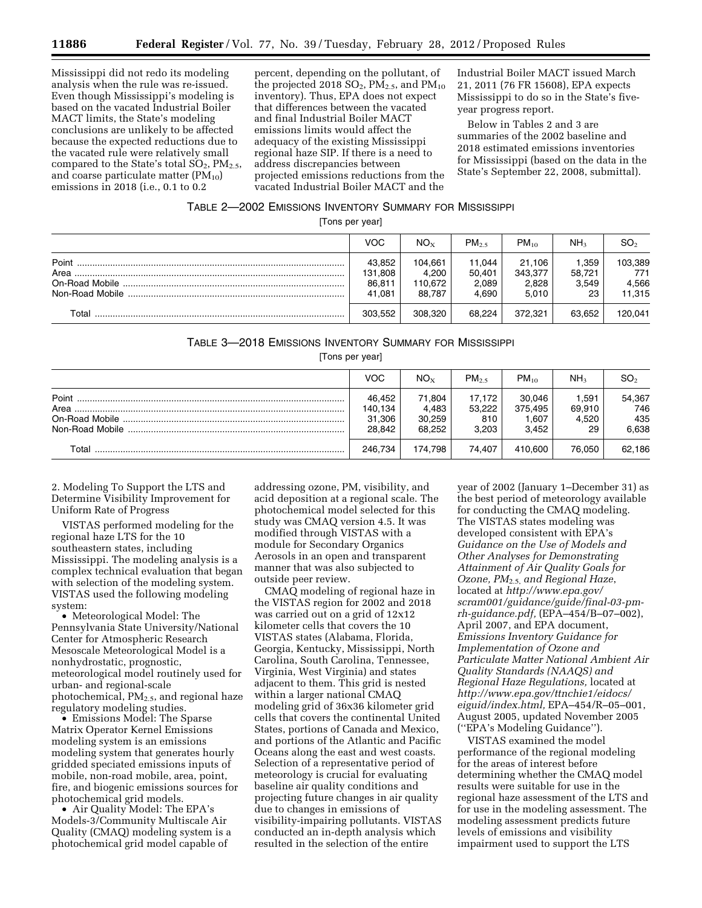Mississippi did not redo its modeling analysis when the rule was re-issued. Even though Mississippi's modeling is based on the vacated Industrial Boiler MACT limits, the State's modeling conclusions are unlikely to be affected because the expected reductions due to the vacated rule were relatively small compared to the State's total $SO_2$, $PM_{2.5}$, and coarse particulate matter ($PM_{10}$) emissions in 2018 (i.e., 0.1 to 0.2 percent, depending on the pollutant, of the projected 2018 $SO_2$, $PM_{2.5}$, and $PM_{10}$ inventory). Thus, EPA does not expect that differences between the vacated and final Industrial Boiler MACT emissions limits would affect the adequacy of the existing Mississippi regional haze SIP. If there is a need to address discrepancies between projected emissions reductions from the vacated Industrial Boiler MACT and the Industrial Boiler MACT issued March 21, 2011 (76 FR 15608), EPA expects Mississippi to do so in the State's five-year progress report.

Below in Tables 2 and 3 are summaries of the 2002 baseline and 2018 estimated emissions inventories for Mississippi (based on the data in the State's September 22, 2008, submittal).

TABLE 2—2002 EMISSIONS INVENTORY SUMMARY FOR MISSISSIPPI

[Tons per year]

| | VOC | $NO_X$ | $PM_{2.5}$ | $PM_{10}$ | $NH_3$ | $SO_2$ |
|---|---|---|---|---|---|---|
| Point | 43,852 | 104,661 | 11,044 | 21,106 | 1,359 | 103,389 |
| Area | 131,808 | 4,200 | 50,401 | 343,377 | 58,721 | 771 |
| On-Road Mobile | 86,811 | 110,672 | 2,089 | 2,828 | 3,549 | 4,566 |
| Non-Road Mobile | 41,081 | 88,787 | 4,690 | 5,010 | 23 | 11,315 |
| Total | 303,552 | 308,320 | 68,224 | 372,321 | 63,652 | 120,041 |

TABLE 3—2018 EMISSIONS INVENTORY SUMMARY FOR MISSISSIPPI

[Tons per year]

| | VOC | $NO_X$ | $PM_{2.5}$ | $PM_{10}$ | $NH_3$ | $SO_2$ |
|---|---|---|---|---|---|---|
| Point | 46,452 | 71,804 | 17,172 | 30,046 | 1,591 | 54,367 |
| Area | 140,134 | 4,483 | 53,222 | 375,495 | 69,910 | 746 |
| On-Road Mobile | 31,306 | 30,259 | 810 | 1,607 | 4,520 | 435 |
| Non-Road Mobile | 28,842 | 68,252 | 3,203 | 3,452 | 29 | 6,638 |
| Total | 246,734 | 174,798 | 74,407 | 410,600 | 76,050 | 62,186 |

2. Modeling To Support the LTS and Determine Visibility Improvement for Uniform Rate of Progress

VISTAS performed modeling for the regional haze LTS for the 10 southeastern states, including Mississippi. The modeling analysis is a complex technical evaluation that began with selection of the modeling system. VISTAS used the following modeling system:

- Meteorological Model: The Pennsylvania State University/National Center for Atmospheric Research Mesoscale Meteorological Model is a nonhydrostatic, prognostic, meteorological model routinely used for urban- and regional-scale photochemical, $PM_{2.5}$, and regional haze regulatory modeling studies.
- Emissions Model: The Sparse Matrix Operator Kernel Emissions modeling system is an emissions modeling system that generates hourly gridded speciated emissions inputs of mobile, non-road mobile, area, point, fire, and biogenic emissions sources for photochemical grid models.
- Air Quality Model: The EPA's Models-3/Community Multiscale Air Quality (CMAQ) modeling system is a photochemical grid model capable of addressing ozone, PM, visibility, and acid deposition at a regional scale. The photochemical model selected for this study was CMAQ version 4.5. It was modified through VISTAS with a module for Secondary Organics Aerosols in an open and transparent manner that was also subjected to outside peer review.

CMAQ modeling of regional haze in the VISTAS region for 2002 and 2018 was carried out on a grid of 12x12 kilometer cells that covers the 10 VISTAS states (Alabama, Florida, Georgia, Kentucky, Mississippi, North Carolina, South Carolina, Tennessee, Virginia, West Virginia) and states adjacent to them. This grid is nested within a larger national CMAQ modeling grid of 36x36 kilometer grid cells that covers the continental United States, portions of Canada and Mexico, and portions of the Atlantic and Pacific Oceans along the east and west coasts. Selection of a representative period of meteorology is crucial for evaluating baseline air quality conditions and projecting future changes in air quality due to changes in emissions of visibility-impairing pollutants. VISTAS conducted an in-depth analysis which resulted in the selection of the entire year of 2002 (January 1–December 31) as the best period of meteorology available for conducting the CMAQ modeling. The VISTAS states modeling was developed consistent with EPA's *Guidance on the Use of Models and Other Analyses for Demonstrating Attainment of Air Quality Goals for Ozone, $PM_{2.5}$, and Regional Haze*, located at *http://www.epa.gov/scram001/guidance/guide/final-03-pm-rh-guidance.pdf,* (EPA–454/B–07–002), April 2007, and EPA document, *Emissions Inventory Guidance for Implementation of Ozone and Particulate Matter National Ambient Air Quality Standards (NAAQS) and Regional Haze Regulations,* located at *http://www.epa.gov/ttnchie1/eidocs/eiguid/index.html,* EPA–454/R–05–001, August 2005, updated November 2005 ("EPA's Modeling Guidance").

VISTAS examined the model performance of the regional modeling for the areas of interest before determining whether the CMAQ model results were suitable for use in the regional haze assessment of the LTS and for use in the modeling assessment. The modeling assessment predicts future levels of emissions and visibility impairment used to support the LTS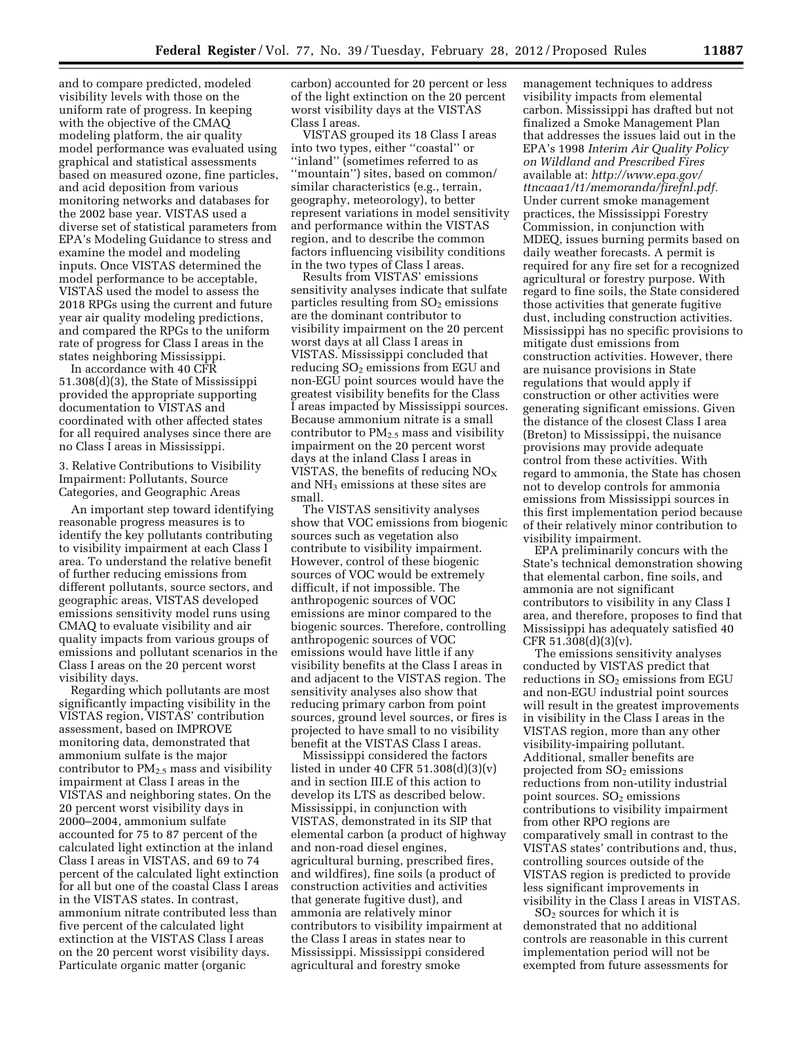and to compare predicted, modeled visibility levels with those on the uniform rate of progress. In keeping with the objective of the CMAQ modeling platform, the air quality model performance was evaluated using graphical and statistical assessments based on measured ozone, fine particles, and acid deposition from various monitoring networks and databases for the 2002 base year. VISTAS used a diverse set of statistical parameters from EPA's Modeling Guidance to stress and examine the model and modeling inputs. Once VISTAS determined the model performance to be acceptable, VISTAS used the model to assess the 2018 RPGs using the current and future year air quality modeling predictions, and compared the RPGs to the uniform rate of progress for Class I areas in the states neighboring Mississippi.

In accordance with 40 CFR 51.308(d)(3), the State of Mississippi provided the appropriate supporting documentation to VISTAS and coordinated with other affected states for all required analyses since there are no Class I areas in Mississippi.

3. Relative Contributions to Visibility Impairment: Pollutants, Source Categories, and Geographic Areas

An important step toward identifying reasonable progress measures is to identify the key pollutants contributing to visibility impairment at each Class I area. To understand the relative benefit of further reducing emissions from different pollutants, source sectors, and geographic areas, VISTAS developed emissions sensitivity model runs using CMAQ to evaluate visibility and air quality impacts from various groups of emissions and pollutant scenarios in the Class I areas on the 20 percent worst visibility days.

Regarding which pollutants are most significantly impacting visibility in the VISTAS region, VISTAS' contribution assessment, based on IMPROVE monitoring data, demonstrated that ammonium sulfate is the major contributor to $PM_{2.5}$ mass and visibility impairment at Class I areas in the VISTAS and neighboring states. On the 20 percent worst visibility days in 2000–2004, ammonium sulfate accounted for 75 to 87 percent of the calculated light extinction at the inland Class I areas in VISTAS, and 69 to 74 percent of the calculated light extinction for all but one of the coastal Class I areas in the VISTAS states. In contrast, ammonium nitrate contributed less than five percent of the calculated light extinction at the VISTAS Class I areas on the 20 percent worst visibility days. Particulate organic matter (organic carbon) accounted for 20 percent or less of the light extinction on the 20 percent worst visibility days at the VISTAS Class I areas.

VISTAS grouped its 18 Class I areas into two types, either ''coastal'' or ''inland'' (sometimes referred to as ''mountain'') sites, based on common/similar characteristics (e.g., terrain, geography, meteorology), to better represent variations in model sensitivity and performance within the VISTAS region, and to describe the common factors influencing visibility conditions in the two types of Class I areas.

Results from VISTAS' emissions sensitivity analyses indicate that sulfate particles resulting from $SO_2$ emissions are the dominant contributor to visibility impairment on the 20 percent worst days at all Class I areas in VISTAS. Mississippi concluded that reducing $SO_2$ emissions from EGU and non-EGU point sources would have the greatest visibility benefits for the Class I areas impacted by Mississippi sources. Because ammonium nitrate is a small contributor to $PM_{2.5}$ mass and visibility impairment on the 20 percent worst days at the inland Class I areas in VISTAS, the benefits of reducing $NO_X$ and $NH_3$ emissions at these sites are small.

The VISTAS sensitivity analyses show that VOC emissions from biogenic sources such as vegetation also contribute to visibility impairment. However, control of these biogenic sources of VOC would be extremely difficult, if not impossible. The anthropogenic sources of VOC emissions are minor compared to the biogenic sources. Therefore, controlling anthropogenic sources of VOC emissions would have little if any visibility benefits at the Class I areas in and adjacent to the VISTAS region. The sensitivity analyses also show that reducing primary carbon from point sources, ground level sources, or fires is projected to have small to no visibility benefit at the VISTAS Class I areas.

Mississippi considered the factors listed in under 40 CFR 51.308(d)(3)(v) and in section III.E of this action to develop its LTS as described below. Mississippi, in conjunction with VISTAS, demonstrated in its SIP that elemental carbon (a product of highway and non-road diesel engines, agricultural burning, prescribed fires, and wildfires), fine soils (a product of construction activities and activities that generate fugitive dust), and ammonia are relatively minor contributors to visibility impairment at the Class I areas in states near to Mississippi. Mississippi considered agricultural and forestry smoke management techniques to address visibility impacts from elemental carbon. Mississippi has drafted but not finalized a Smoke Management Plan that addresses the issues laid out in the EPA's 1998 *Interim Air Quality Policy on Wildland and Prescribed Fires* available at: *http://www.epa.gov/ttncaaa1/t1/memoranda/firefnl.pdf.* Under current smoke management practices, the Mississippi Forestry Commission, in conjunction with MDEQ, issues burning permits based on daily weather forecasts. A permit is required for any fire set for a recognized agricultural or forestry purpose. With regard to fine soils, the State considered those activities that generate fugitive dust, including construction activities. Mississippi has no specific provisions to mitigate dust emissions from construction activities. However, there are nuisance provisions in State regulations that would apply if construction or other activities were generating significant emissions. Given the distance of the closest Class I area (Breton) to Mississippi, the nuisance provisions may provide adequate control from these activities. With regard to ammonia, the State has chosen not to develop controls for ammonia emissions from Mississippi sources in this first implementation period because of their relatively minor contribution to visibility impairment.

EPA preliminarily concurs with the State's technical demonstration showing that elemental carbon, fine soils, and ammonia are not significant contributors to visibility in any Class I area, and therefore, proposes to find that Mississippi has adequately satisfied 40 CFR 51.308(d)(3)(v).

The emissions sensitivity analyses conducted by VISTAS predict that reductions in $SO_2$ emissions from EGU and non-EGU industrial point sources will result in the greatest improvements in visibility in the Class I areas in the VISTAS region, more than any other visibility-impairing pollutant. Additional, smaller benefits are projected from $SO_2$ emissions reductions from non-utility industrial point sources. $SO_2$ emissions contributions to visibility impairment from other RPO regions are comparatively small in contrast to the VISTAS states' contributions and, thus, controlling sources outside of the VISTAS region is predicted to provide less significant improvements in visibility in the Class I areas in VISTAS.

$SO_2$ sources for which it is demonstrated that no additional controls are reasonable in this current implementation period will not be exempted from future assessments for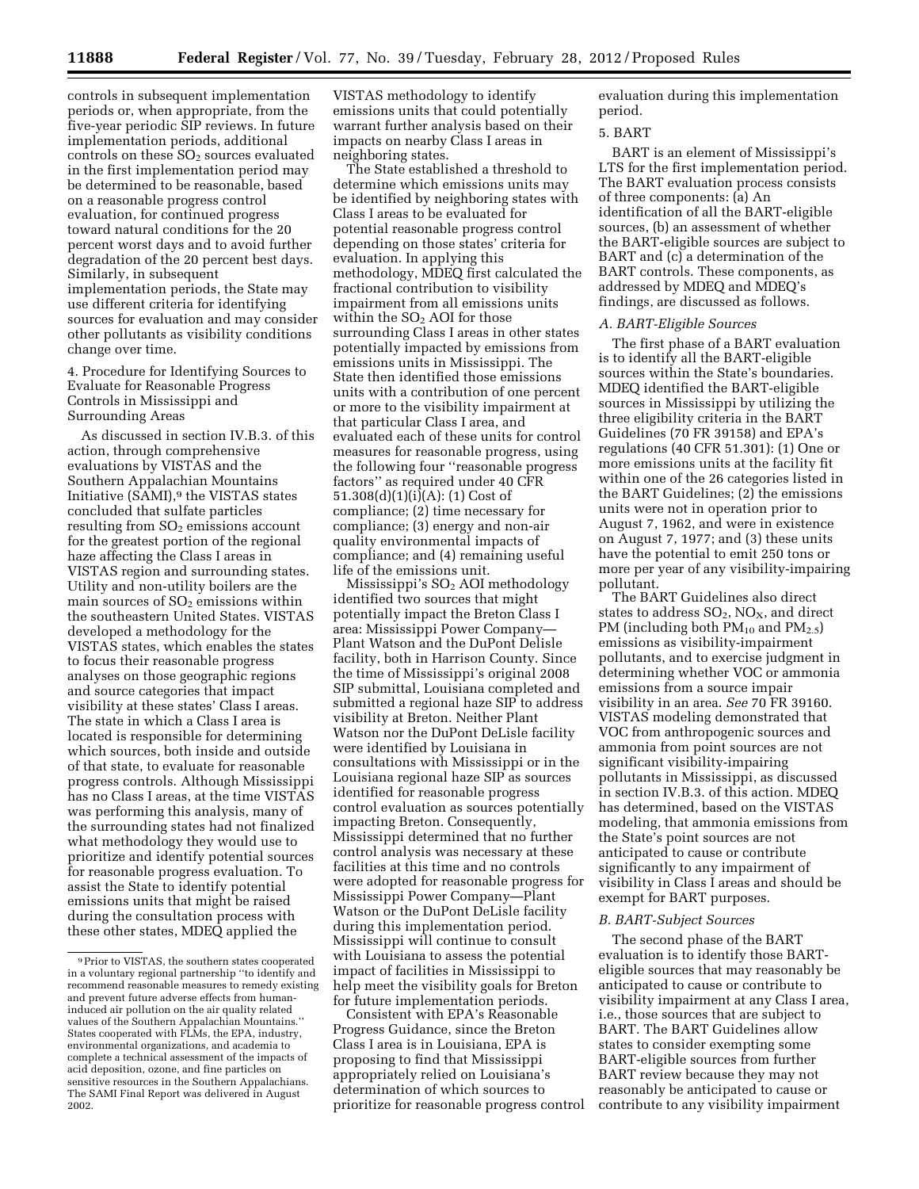controls in subsequent implementation periods or, when appropriate, from the five-year periodic SIP reviews. In future implementation periods, additional controls on these $SO_2$ sources evaluated in the first implementation period may be determined to be reasonable, based on a reasonable progress control evaluation, for continued progress toward natural conditions for the 20 percent worst days and to avoid further degradation of the 20 percent best days. Similarly, in subsequent implementation periods, the State may use different criteria for identifying sources for evaluation and may consider other pollutants as visibility conditions change over time.

4. Procedure for Identifying Sources to Evaluate for Reasonable Progress Controls in Mississippi and Surrounding Areas

As discussed in section IV.B.3. of this action, through comprehensive evaluations by VISTAS and the Southern Appalachian Mountains Initiative (SAMI),[9] the VISTAS states concluded that sulfate particles resulting from $SO_2$ emissions account for the greatest portion of the regional haze affecting the Class I areas in VISTAS region and surrounding states. Utility and non-utility boilers are the main sources of $SO_2$ emissions within the southeastern United States. VISTAS developed a methodology for the VISTAS states, which enables the states to focus their reasonable progress analyses on those geographic regions and source categories that impact visibility at these states' Class I areas. The state in which a Class I area is located is responsible for determining which sources, both inside and outside of that state, to evaluate for reasonable progress controls. Although Mississippi has no Class I areas, at the time VISTAS was performing this analysis, many of the surrounding states had not finalized what methodology they would use to prioritize and identify potential sources for reasonable progress evaluation. To assist the State to identify potential emissions units that might be raised during the consultation process with these other states, MDEQ applied the VISTAS methodology to identify emissions units that could potentially warrant further analysis based on their impacts on nearby Class I areas in neighboring states.

The State established a threshold to determine which emissions units may be identified by neighboring states with Class I areas to be evaluated for potential reasonable progress control depending on those states' criteria for evaluation. In applying this methodology, MDEQ first calculated the fractional contribution to visibility impairment from all emissions units within the $SO_2$ AOI for those surrounding Class I areas in other states potentially impacted by emissions from emissions units in Mississippi. The State then identified those emissions units with a contribution of one percent or more to the visibility impairment at that particular Class I area, and evaluated each of these units for control measures for reasonable progress, using the following four ''reasonable progress factors'' as required under 40 CFR 51.308(d)(1)(i)(A): (1) Cost of compliance; (2) time necessary for compliance; (3) energy and non-air quality environmental impacts of compliance; and (4) remaining useful life of the emissions unit.

Mississippi's $SO_2$ AOI methodology identified two sources that might potentially impact the Breton Class I area: Mississippi Power Company—Plant Watson and the DuPont Delisle facility, both in Harrison County. Since the time of Mississippi's original 2008 SIP submittal, Louisiana completed and submitted a regional haze SIP to address visibility at Breton. Neither Plant Watson nor the DuPont DeLisle facility were identified by Louisiana in consultations with Mississippi or in the Louisiana regional haze SIP as sources identified for reasonable progress control evaluation as sources potentially impacting Breton. Consequently, Mississippi determined that no further control analysis was necessary at these facilities at this time and no controls were adopted for reasonable progress for Mississippi Power Company—Plant Watson or the DuPont DeLisle facility during this implementation period. Mississippi will continue to consult with Louisiana to assess the potential impact of facilities in Mississippi to help meet the visibility goals for Breton for future implementation periods.

Consistent with EPA's Reasonable Progress Guidance, since the Breton Class I area is in Louisiana, EPA is proposing to find that Mississippi appropriately relied on Louisiana's determination of which sources to prioritize for reasonable progress control evaluation during this implementation period.

5. BART

BART is an element of Mississippi's LTS for the first implementation period. The BART evaluation process consists of three components: (a) An identification of all the BART-eligible sources, (b) an assessment of whether the BART-eligible sources are subject to BART and (c) a determination of the BART controls. These components, as addressed by MDEQ and MDEQ's findings, are discussed as follows.

*A. BART-Eligible Sources*

The first phase of a BART evaluation is to identify all the BART-eligible sources within the State's boundaries. MDEQ identified the BART-eligible sources in Mississippi by utilizing the three eligibility criteria in the BART Guidelines (70 FR 39158) and EPA's regulations (40 CFR 51.301): (1) One or more emissions units at the facility fit within one of the 26 categories listed in the BART Guidelines; (2) the emissions units were not in operation prior to August 7, 1962, and were in existence on August 7, 1977; and (3) these units have the potential to emit 250 tons or more per year of any visibility-impairing pollutant.

The BART Guidelines also direct states to address $SO_2$, $NO_X$, and direct PM (including both $PM_{10}$ and $PM_{2.5}$) emissions as visibility-impairment pollutants, and to exercise judgment in determining whether VOC or ammonia emissions from a source impair visibility in an area. *See* 70 FR 39160. VISTAS modeling demonstrated that VOC from anthropogenic sources and ammonia from point sources are not significant visibility-impairing pollutants in Mississippi, as discussed in section IV.B.3. of this action. MDEQ has determined, based on the VISTAS modeling, that ammonia emissions from the State's point sources are not anticipated to cause or contribute significantly to any impairment of visibility in Class I areas and should be exempt for BART purposes.

*B. BART-Subject Sources*

The second phase of the BART evaluation is to identify those BART-eligible sources that may reasonably be anticipated to cause or contribute to visibility impairment at any Class I area, i.e., those sources that are subject to BART. The BART Guidelines allow states to consider exempting some BART-eligible sources from further BART review because they may not reasonably be anticipated to cause or contribute to any visibility impairment

[9] Prior to VISTAS, the southern states cooperated in a voluntary regional partnership ''to identify and recommend reasonable measures to remedy existing and prevent future adverse effects from human-induced air pollution on the air quality related values of the Southern Appalachian Mountains.'' States cooperated with FLMs, the EPA, industry, environmental organizations, and academia to complete a technical assessment of the impacts of acid deposition, ozone, and fine particles on sensitive resources in the Southern Appalachians. The SAMI Final Report was delivered in August 2002.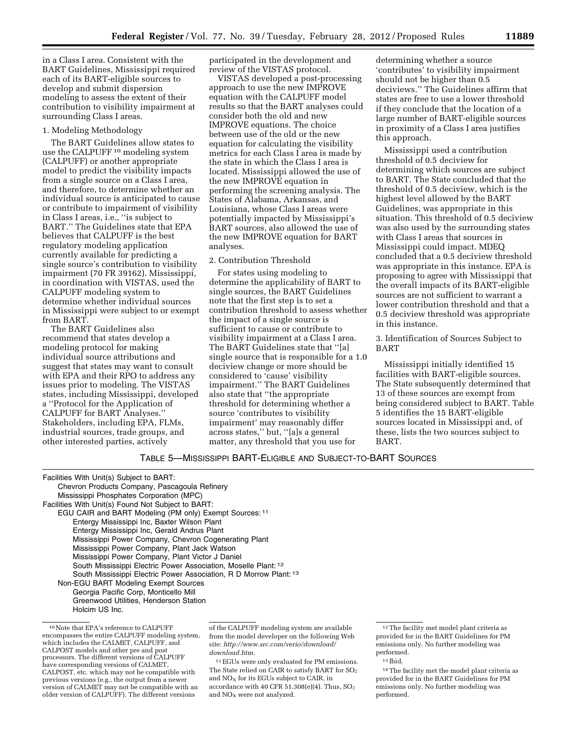in a Class I area. Consistent with the BART Guidelines, Mississippi required each of its BART-eligible sources to develop and submit dispersion modeling to assess the extent of their contribution to visibility impairment at surrounding Class I areas.

1. Modeling Methodology

The BART Guidelines allow states to use the CALPUFF [10] modeling system (CALPUFF) or another appropriate model to predict the visibility impacts from a single source on a Class I area, and therefore, to determine whether an individual source is anticipated to cause or contribute to impairment of visibility in Class I areas, i.e., ''is subject to BART.'' The Guidelines state that EPA believes that CALPUFF is the best regulatory modeling application currently available for predicting a single source's contribution to visibility impairment (70 FR 39162). Mississippi, in coordination with VISTAS, used the CALPUFF modeling system to determine whether individual sources in Mississippi were subject to or exempt from BART.

The BART Guidelines also recommend that states develop a modeling protocol for making individual source attributions and suggest that states may want to consult with EPA and their RPO to address any issues prior to modeling. The VISTAS states, including Mississippi, developed a ''Protocol for the Application of CALPUFF for BART Analyses.'' Stakeholders, including EPA, FLMs, industrial sources, trade groups, and other interested parties, actively participated in the development and review of the VISTAS protocol.

VISTAS developed a post-processing approach to use the new IMPROVE equation with the CALPUFF model results so that the BART analyses could consider both the old and new IMPROVE equations. The choice between use of the old or the new equation for calculating the visibility metrics for each Class I area is made by the state in which the Class I area is located. Mississippi allowed the use of the new IMPROVE equation in performing the screening analysis. The States of Alabama, Arkansas, and Louisiana, whose Class I areas were potentially impacted by Mississippi's BART sources, also allowed the use of the new IMPROVE equation for BART analyses.

2. Contribution Threshold

For states using modeling to determine the applicability of BART to single sources, the BART Guidelines note that the first step is to set a contribution threshold to assess whether the impact of a single source is sufficient to cause or contribute to visibility impairment at a Class I area. The BART Guidelines state that ''[a] single source that is responsible for a 1.0 deciview change or more should be considered to 'cause' visibility impairment.'' The BART Guidelines also state that ''the appropriate threshold for determining whether a source 'contributes to visibility impairment' may reasonably differ across states,'' but, ''[a]s a general matter, any threshold that you use for determining whether a source 'contributes' to visibility impairment should not be higher than 0.5 deciviews.'' The Guidelines affirm that states are free to use a lower threshold if they conclude that the location of a large number of BART-eligible sources in proximity of a Class I area justifies this approach.

Mississippi used a contribution threshold of 0.5 deciview for determining which sources are subject to BART. The State concluded that the threshold of 0.5 deciview, which is the highest level allowed by the BART Guidelines, was appropriate in this situation. This threshold of 0.5 deciview was also used by the surrounding states with Class I areas that sources in Mississippi could impact. MDEQ concluded that a 0.5 deciview threshold was appropriate in this instance. EPA is proposing to agree with Mississippi that the overall impacts of its BART-eligible sources are not sufficient to warrant a lower contribution threshold and that a 0.5 deciview threshold was appropriate in this instance.

3. Identification of Sources Subject to BART

Mississippi initially identified 15 facilities with BART-eligible sources. The State subsequently determined that 13 of these sources are exempt from being considered subject to BART. Table 5 identifies the 15 BART-eligible sources located in Mississippi and, of these, lists the two sources subject to BART.

TABLE 5—MISSISSIPPI BART-ELIGIBLE AND SUBJECT-TO-BART SOURCES

| |
|---|
| Facilities With Unit(s) Subject to BART: |
| Chevron Products Company, Pascagoula Refinery |
| Mississippi Phosphates Corporation (MPC) |
| Facilities With Unit(s) Found Not Subject to BART: |
| EGU CAIR and BART Modeling (PM only) Exempt Sources: [11] |
| Entergy Mississippi Inc, Baxter Wilson Plant |
| Entergy Mississippi Inc, Gerald Andrus Plant |
| Mississippi Power Company, Chevron Cogenerating Plant |
| Mississippi Power Company, Plant Jack Watson |
| Mississippi Power Company, Plant Victor J Daniel |
| South Mississippi Electric Power Association, Moselle Plant: [12] |
| South Mississippi Electric Power Association, R D Morrow Plant: [13] |
| Non-EGU BART Modeling Exempt Sources |
| Georgia Pacific Corp, Monticello Mill |
| Greenwood Utilities, Henderson Station |
| Holcim US Inc. |

[10] Note that EPA's reference to CALPUFF encompasses the entire CALPUFF modeling system, which includes the CALMET, CALPUFF, and CALPOST models and other pre and post processors. The different versions of CALPUFF have corresponding versions of CALMET, CALPOST, etc. which may not be compatible with previous versions (e.g., the output from a newer version of CALMET may not be compatible with an older version of CALPUFF). The different versions of the CALPUFF modeling system are available from the model developer on the following Web site: *http://www.src.com/verio/download/download.htm.*

[11] EGUs were only evaluated for PM emissions. The State relied on CAIR to satisfy BART for $SO_2$ and $NO_X$ for its EGUs subject to CAIR, in accordance with 40 CFR 51.308(e)(4). Thus, $SO_2$ and $NO_X$ were not analyzed.

[12] The facility met model plant criteria as provided for in the BART Guidelines for PM emissions only. No further modeling was performed.

[13] Ibid.

[14] The facility met the model plant criteria as provided for in the BART Guidelines for PM emissions only. No further modeling was performed.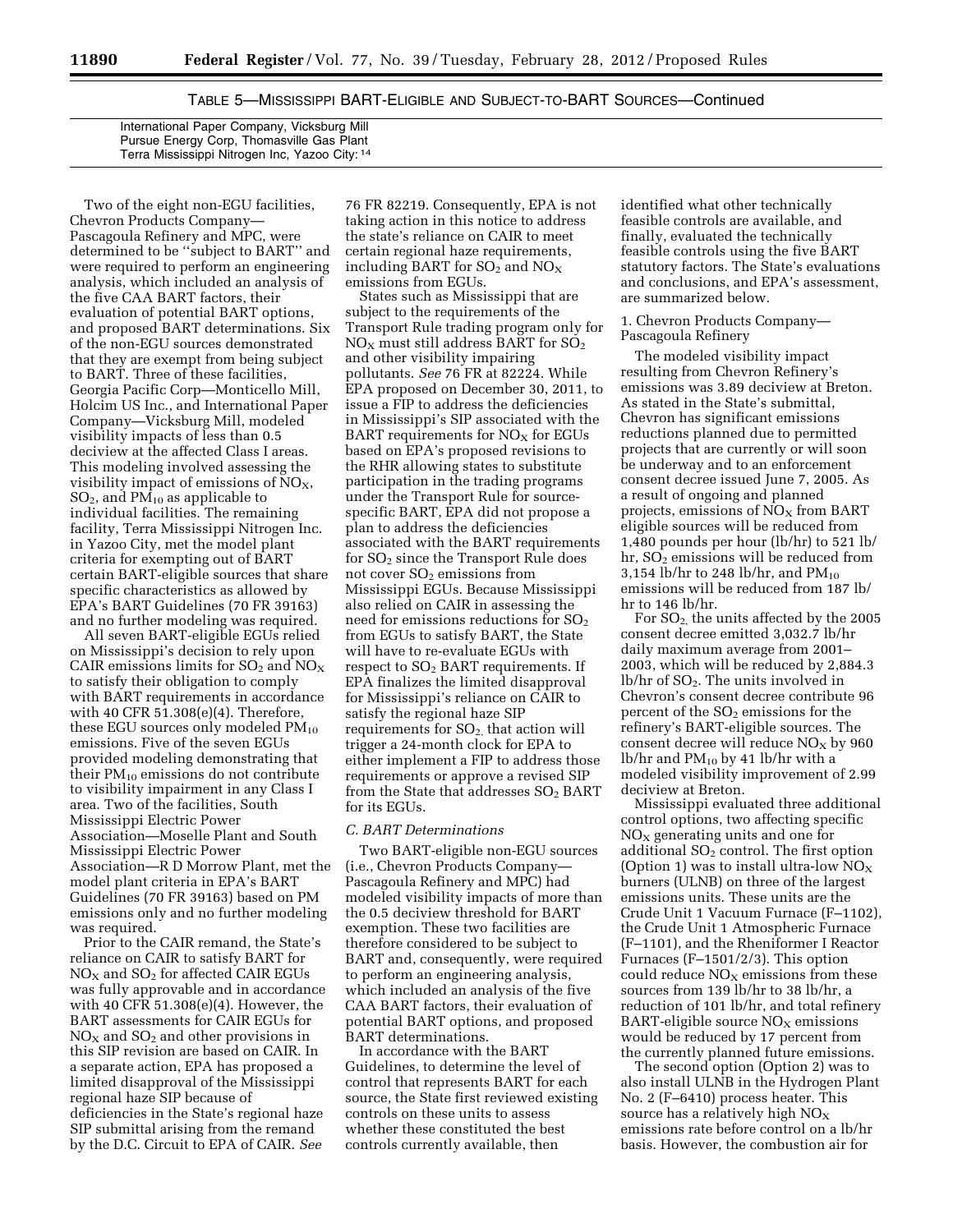TABLE 5—MISSISSIPPI BART-ELIGIBLE AND SUBJECT-TO-BART SOURCES—Continued

| |
|---|
| International Paper Company, Vicksburg Mill |
| Pursue Energy Corp, Thomasville Gas Plant |
| Terra Mississippi Nitrogen Inc, Yazoo City:[14] |

Two of the eight non-EGU facilities, Chevron Products Company—Pascagoula Refinery and MPC, were determined to be ''subject to BART'' and were required to perform an engineering analysis, which included an analysis of the five CAA BART factors, their evaluation of potential BART options, and proposed BART determinations. Six of the non-EGU sources demonstrated that they are exempt from being subject to BART. Three of these facilities, Georgia Pacific Corp—Monticello Mill, Holcim US Inc., and International Paper Company—Vicksburg Mill, modeled visibility impacts of less than 0.5 deciview at the affected Class I areas. This modeling involved assessing the visibility impact of emissions of $NO_X$, $SO_2$, and $PM_{10}$ as applicable to individual facilities. The remaining facility, Terra Mississippi Nitrogen Inc. in Yazoo City, met the model plant criteria for exempting out of BART certain BART-eligible sources that share specific characteristics as allowed by EPA's BART Guidelines (70 FR 39163) and no further modeling was required.

All seven BART-eligible EGUs relied on Mississippi's decision to rely upon CAIR emissions limits for $SO_2$ and $NO_X$ to satisfy their obligation to comply with BART requirements in accordance with 40 CFR 51.308(e)(4). Therefore, these EGU sources only modeled $PM_{10}$ emissions. Five of the seven EGUs provided modeling demonstrating that their $PM_{10}$ emissions do not contribute to visibility impairment in any Class I area. Two of the facilities, South Mississippi Electric Power Association—Moselle Plant and South Mississippi Electric Power Association—R D Morrow Plant, met the model plant criteria in EPA's BART Guidelines (70 FR 39163) based on PM emissions only and no further modeling was required.

Prior to the CAIR remand, the State's reliance on CAIR to satisfy BART for $NO_X$ and $SO_2$ for affected CAIR EGUs was fully approvable and in accordance with 40 CFR 51.308(e)(4). However, the BART assessments for CAIR EGUs for $NO_X$ and $SO_2$ and other provisions in this SIP revision are based on CAIR. In a separate action, EPA has proposed a limited disapproval of the Mississippi regional haze SIP because of deficiencies in the State's regional haze SIP submittal arising from the remand by the D.C. Circuit to EPA of CAIR. *See* 76 FR 82219. Consequently, EPA is not taking action in this notice to address the state's reliance on CAIR to meet certain regional haze requirements, including BART for $SO_2$ and $NO_X$ emissions from EGUs.

States such as Mississippi that are subject to the requirements of the Transport Rule trading program only for $NO_X$ must still address BART for $SO_2$ and other visibility impairing pollutants. *See* 76 FR at 82224. While EPA proposed on December 30, 2011, to issue a FIP to address the deficiencies in Mississippi's SIP associated with the BART requirements for $NO_X$ for EGUs based on EPA's proposed revisions to the RHR allowing states to substitute participation in the trading programs under the Transport Rule for source-specific BART, EPA did not propose a plan to address the deficiencies associated with the BART requirements for $SO_2$ since the Transport Rule does not cover $SO_2$ emissions from Mississippi EGUs. Because Mississippi also relied on CAIR in assessing the need for emissions reductions for $SO_2$ from EGUs to satisfy BART, the State will have to re-evaluate EGUs with respect to $SO_2$ BART requirements. If EPA finalizes the limited disapproval for Mississippi's reliance on CAIR to satisfy the regional haze SIP requirements for $SO_2$, that action will trigger a 24-month clock for EPA to either implement a FIP to address those requirements or approve a revised SIP from the State that addresses $SO_2$ BART for its EGUs.

### C. BART Determinations

Two BART-eligible non-EGU sources (i.e., Chevron Products Company—Pascagoula Refinery and MPC) had modeled visibility impacts of more than the 0.5 deciview threshold for BART exemption. These two facilities are therefore considered to be subject to BART and, consequently, were required to perform an engineering analysis, which included an analysis of the five CAA BART factors, their evaluation of potential BART options, and proposed BART determinations.

In accordance with the BART Guidelines, to determine the level of control that represents BART for each source, the State first reviewed existing controls on these units to assess whether these constituted the best controls currently available, then identified what other technically feasible controls are available, and finally, evaluated the technically feasible controls using the five BART statutory factors. The State's evaluations and conclusions, and EPA's assessment, are summarized below.

#### 1. Chevron Products Company—Pascagoula Refinery

The modeled visibility impact resulting from Chevron Refinery's emissions was 3.89 deciview at Breton. As stated in the State's submittal, Chevron has significant emissions reductions planned due to permitted projects that are currently or will soon be underway and to an enforcement consent decree issued June 7, 2005. As a result of ongoing and planned projects, emissions of $NO_X$ from BART eligible sources will be reduced from 1,480 pounds per hour (lb/hr) to 521 lb/hr, $SO_2$ emissions will be reduced from 3,154 lb/hr to 248 lb/hr, and $PM_{10}$ emissions will be reduced from 187 lb/hr to 146 lb/hr.

For $SO_2$, the units affected by the 2005 consent decree emitted 3,032.7 lb/hr daily maximum average from 2001–2003, which will be reduced by 2,884.3 lb/hr of $SO_2$. The units involved in Chevron's consent decree contribute 96 percent of the $SO_2$ emissions for the refinery's BART-eligible sources. The consent decree will reduce $NO_X$ by 960 lb/hr and $PM_{10}$ by 41 lb/hr with a modeled visibility improvement of 2.99 deciview at Breton.

Mississippi evaluated three additional control options, two affecting specific $NO_X$ generating units and one for additional $SO_2$ control. The first option (Option 1) was to install ultra-low $NO_X$ burners (ULNB) on three of the largest emissions units. These units are the Crude Unit 1 Vacuum Furnace (F–1102), the Crude Unit 1 Atmospheric Furnace (F–1101), and the Rheniformer I Reactor Furnaces (F–1501/2/3). This option could reduce $NO_X$ emissions from these sources from 139 lb/hr to 38 lb/hr, a reduction of 101 lb/hr, and total refinery BART-eligible source $NO_X$ emissions would be reduced by 17 percent from the currently planned future emissions.

The second option (Option 2) was to also install ULNB in the Hydrogen Plant No. 2 (F–6410) process heater. This source has a relatively high $NO_X$ emissions rate before control on a lb/hr basis. However, the combustion air for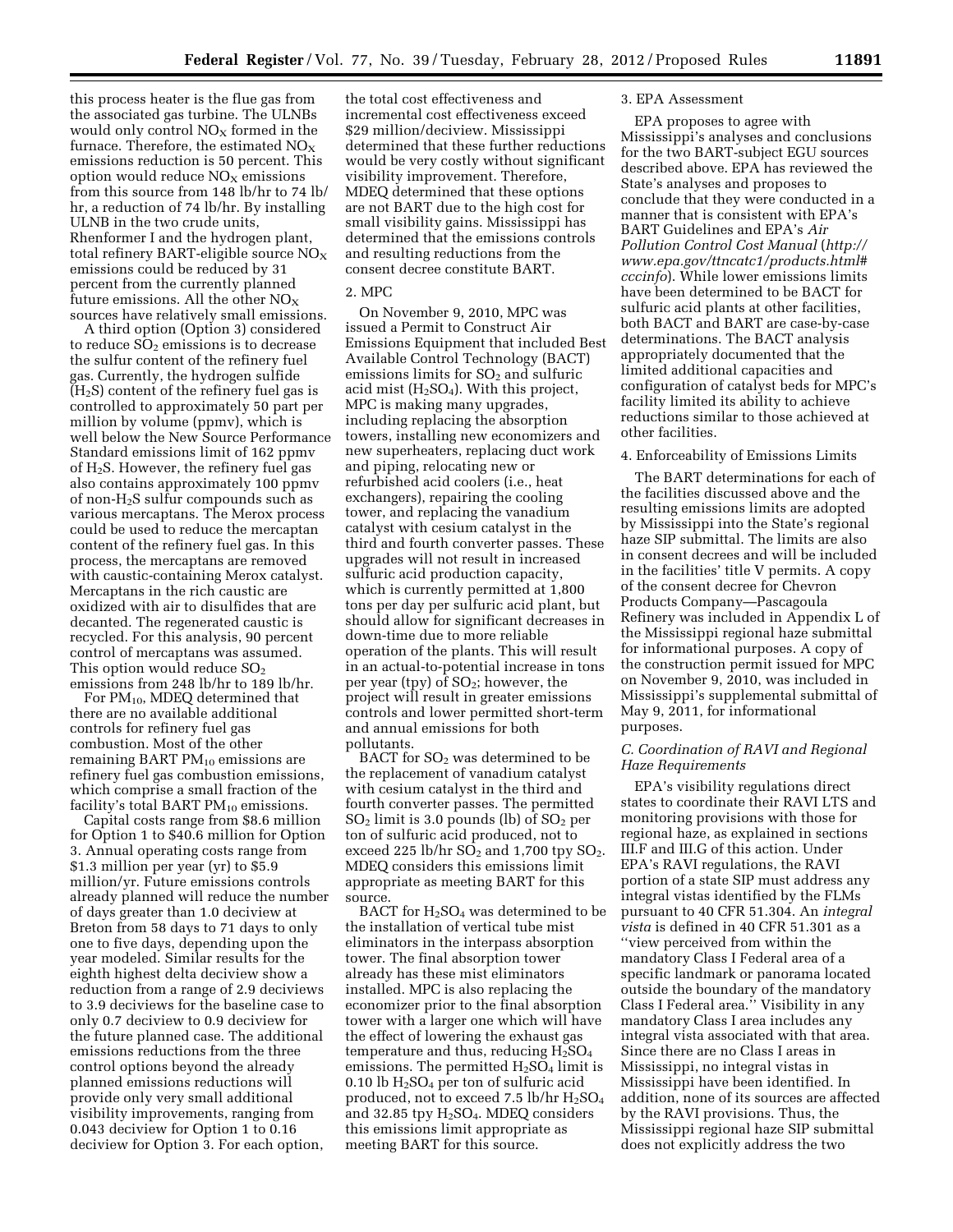this process heater is the flue gas from the associated gas turbine. The ULNBs would only control $NO_X$ formed in the furnace. Therefore, the estimated $NO_X$ emissions reduction is 50 percent. This option would reduce $NO_X$ emissions from this source from 148 lb/hr to 74 lb/hr, a reduction of 74 lb/hr. By installing ULNB in the two crude units, Rhenformer I and the hydrogen plant, total refinery BART-eligible source $NO_X$ emissions could be reduced by 31 percent from the currently planned future emissions. All the other $NO_X$ sources have relatively small emissions.

A third option (Option 3) considered to reduce $SO_2$ emissions is to decrease the sulfur content of the refinery fuel gas. Currently, the hydrogen sulfide ($H_2S$) content of the refinery fuel gas is controlled to approximately 50 part per million by volume (ppmv), which is well below the New Source Performance Standard emissions limit of 162 ppmv of $H_2S$. However, the refinery fuel gas also contains approximately 100 ppmv of non-$H_2S$ sulfur compounds such as various mercaptans. The Merox process could be used to reduce the mercaptan content of the refinery fuel gas. In this process, the mercaptans are removed with caustic-containing Merox catalyst. Mercaptans in the rich caustic are oxidized with air to disulfides that are decanted. The regenerated caustic is recycled. For this analysis, 90 percent control of mercaptans was assumed. This option would reduce $SO_2$ emissions from 248 lb/hr to 189 lb/hr.

For $PM_{10}$, MDEQ determined that there are no available additional controls for refinery fuel gas combustion. Most of the other remaining BART $PM_{10}$ emissions are refinery fuel gas combustion emissions, which comprise a small fraction of the facility's total BART $PM_{10}$ emissions.

Capital costs range from $8.6 million for Option 1 to $40.6 million for Option 3. Annual operating costs range from $1.3 million per year (yr) to $5.9 million/yr. Future emissions controls already planned will reduce the number of days greater than 1.0 deciview at Breton from 58 days to 71 days to only one to five days, depending upon the year modeled. Similar results for the eighth highest delta deciview show a reduction from a range of 2.9 deciviews to 3.9 deciviews for the baseline case to only 0.7 deciview to 0.9 deciview for the future planned case. The additional emissions reductions from the three control options beyond the already planned emissions reductions will provide only very small additional visibility improvements, ranging from 0.043 deciview for Option 1 to 0.16 deciview for Option 3. For each option, the total cost effectiveness and incremental cost effectiveness exceed $29 million/deciview. Mississippi determined that these further reductions would be very costly without significant visibility improvement. Therefore, MDEQ determined that these options are not BART due to the high cost for small visibility gains. Mississippi has determined that the emissions controls and resulting reductions from the consent decree constitute BART.

2. MPC

On November 9, 2010, MPC was issued a Permit to Construct Air Emissions Equipment that included Best Available Control Technology (BACT) emissions limits for $SO_2$ and sulfuric acid mist ($H_2SO_4$). With this project, MPC is making many upgrades, including replacing the absorption towers, installing new economizers and new superheaters, replacing duct work and piping, relocating new or refurbished acid coolers (i.e., heat exchangers), repairing the cooling tower, and replacing the vanadium catalyst with cesium catalyst in the third and fourth converter passes. These upgrades will not result in increased sulfuric acid production capacity, which is currently permitted at 1,800 tons per day per sulfuric acid plant, but should allow for significant decreases in down-time due to more reliable operation of the plants. This will result in an actual-to-potential increase in tons per year (tpy) of $SO_2$; however, the project will result in greater emissions controls and lower permitted short-term and annual emissions for both pollutants.

BACT for $SO_2$ was determined to be the replacement of vanadium catalyst with cesium catalyst in the third and fourth converter passes. The permitted $SO_2$ limit is 3.0 pounds (lb) of $SO_2$ per ton of sulfuric acid produced, not to exceed 225 lb/hr $SO_2$ and 1,700 tpy $SO_2$. MDEQ considers this emissions limit appropriate as meeting BART for this source.

BACT for $H_2SO_4$ was determined to be the installation of vertical tube mist eliminators in the interpass absorption tower. The final absorption tower already has these mist eliminators installed. MPC is also replacing the economizer prior to the final absorption tower with a larger one which will have the effect of lowering the exhaust gas temperature and thus, reducing $H_2SO_4$ emissions. The permitted $H_2SO_4$ limit is 0.10 lb $H_2SO_4$ per ton of sulfuric acid produced, not to exceed 7.5 lb/hr $H_2SO_4$ and 32.85 tpy $H_2SO_4$. MDEQ considers this emissions limit appropriate as meeting BART for this source.

3. EPA Assessment

EPA proposes to agree with Mississippi's analyses and conclusions for the two BART-subject EGU sources described above. EPA has reviewed the State's analyses and proposes to conclude that they were conducted in a manner that is consistent with EPA's BART Guidelines and EPA's *Air Pollution Control Cost Manual* (*http://www.epa.gov/ttncatc1/products.html#cccinfo*). While lower emissions limits have been determined to be BACT for sulfuric acid plants at other facilities, both BACT and BART are case-by-case determinations. The BACT analysis appropriately documented that the limited additional capacities and configuration of catalyst beds for MPC's facility limited its ability to achieve reductions similar to those achieved at other facilities.

4. Enforceability of Emissions Limits

The BART determinations for each of the facilities discussed above and the resulting emissions limits are adopted by Mississippi into the State's regional haze SIP submittal. The limits are also in consent decrees and will be included in the facilities' title V permits. A copy of the consent decree for Chevron Products Company—Pascagoula Refinery was included in Appendix L of the Mississippi regional haze submittal for informational purposes. A copy of the construction permit issued for MPC on November 9, 2010, was included in Mississippi's supplemental submittal of May 9, 2011, for informational purposes.

### *C. Coordination of RAVI and Regional Haze Requirements*

EPA's visibility regulations direct states to coordinate their RAVI LTS and monitoring provisions with those for regional haze, as explained in sections III.F and III.G of this action. Under EPA's RAVI regulations, the RAVI portion of a state SIP must address any integral vistas identified by the FLMs pursuant to 40 CFR 51.304. An *integral vista* is defined in 40 CFR 51.301 as a "view perceived from within the mandatory Class I Federal area of a specific landmark or panorama located outside the boundary of the mandatory Class I Federal area." Visibility in any mandatory Class I area includes any integral vista associated with that area. Since there are no Class I areas in Mississippi, no integral vistas in Mississippi have been identified. In addition, none of its sources are affected by the RAVI provisions. Thus, the Mississippi regional haze SIP submittal does not explicitly address the two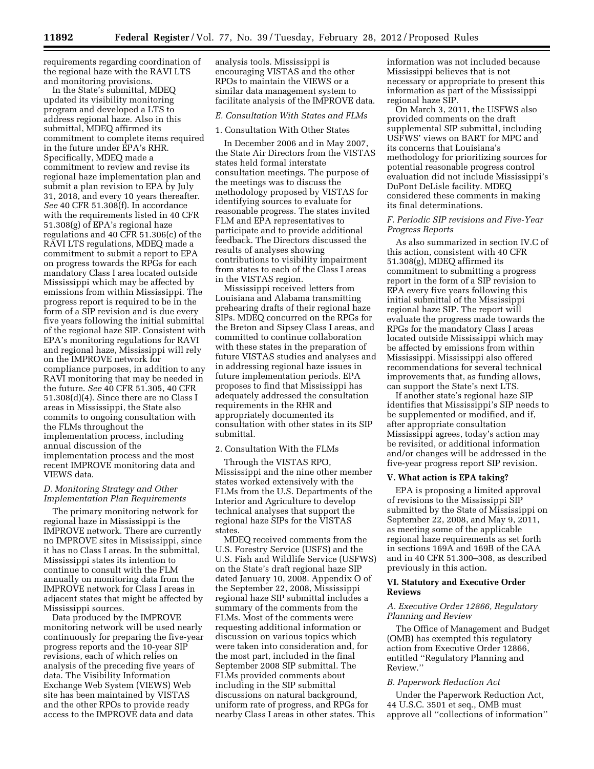requirements regarding coordination of the regional haze with the RAVI LTS and monitoring provisions.

In the State's submittal, MDEQ updated its visibility monitoring program and developed a LTS to address regional haze. Also in this submittal, MDEQ affirmed its commitment to complete items required in the future under EPA's RHR. Specifically, MDEQ made a commitment to review and revise its regional haze implementation plan and submit a plan revision to EPA by July 31, 2018, and every 10 years thereafter. *See* 40 CFR 51.308(f). In accordance with the requirements listed in 40 CFR 51.308(g) of EPA's regional haze regulations and 40 CFR 51.306(c) of the RAVI LTS regulations, MDEQ made a commitment to submit a report to EPA on progress towards the RPGs for each mandatory Class I area located outside Mississippi which may be affected by emissions from within Mississippi. The progress report is required to be in the form of a SIP revision and is due every five years following the initial submittal of the regional haze SIP. Consistent with EPA's monitoring regulations for RAVI and regional haze, Mississippi will rely on the IMPROVE network for compliance purposes, in addition to any RAVI monitoring that may be needed in the future. *See* 40 CFR 51.305, 40 CFR 51.308(d)(4). Since there are no Class I areas in Mississippi, the State also commits to ongoing consultation with the FLMs throughout the implementation process, including annual discussion of the implementation process and the most recent IMPROVE monitoring data and VIEWS data.

### *D. Monitoring Strategy and Other Implementation Plan Requirements*

The primary monitoring network for regional haze in Mississippi is the IMPROVE network. There are currently no IMPROVE sites in Mississippi, since it has no Class I areas. In the submittal, Mississippi states its intention to continue to consult with the FLM annually on monitoring data from the IMPROVE network for Class I areas in adjacent states that might be affected by Mississippi sources.

Data produced by the IMPROVE monitoring network will be used nearly continuously for preparing the five-year progress reports and the 10-year SIP revisions, each of which relies on analysis of the preceding five years of data. The Visibility Information Exchange Web System (VIEWS) Web site has been maintained by VISTAS and the other RPOs to provide ready access to the IMPROVE data and data analysis tools. Mississippi is encouraging VISTAS and the other RPOs to maintain the VIEWS or a similar data management system to facilitate analysis of the IMPROVE data.

### *E. Consultation With States and FLMs*

1. Consultation With Other States

In December 2006 and in May 2007, the State Air Directors from the VISTAS states held formal interstate consultation meetings. The purpose of the meetings was to discuss the methodology proposed by VISTAS for identifying sources to evaluate for reasonable progress. The states invited FLM and EPA representatives to participate and to provide additional feedback. The Directors discussed the results of analyses showing contributions to visibility impairment from states to each of the Class I areas in the VISTAS region.

Mississippi received letters from Louisiana and Alabama transmitting prehearing drafts of their regional haze SIPs. MDEQ concurred on the RPGs for the Breton and Sipsey Class I areas, and committed to continue collaboration with these states in the preparation of future VISTAS studies and analyses and in addressing regional haze issues in future implementation periods. EPA proposes to find that Mississippi has adequately addressed the consultation requirements in the RHR and appropriately documented its consultation with other states in its SIP submittal.

2. Consultation With the FLMs

Through the VISTAS RPO, Mississippi and the nine other member states worked extensively with the FLMs from the U.S. Departments of the Interior and Agriculture to develop technical analyses that support the regional haze SIPs for the VISTAS states.

MDEQ received comments from the U.S. Forestry Service (USFS) and the U.S. Fish and Wildlife Service (USFWS) on the State's draft regional haze SIP dated January 10, 2008. Appendix O of the September 22, 2008, Mississippi regional haze SIP submittal includes a summary of the comments from the FLMs. Most of the comments were requesting additional information or discussion on various topics which were taken into consideration and, for the most part, included in the final September 2008 SIP submittal. The FLMs provided comments about including in the SIP submittal discussions on natural background, uniform rate of progress, and RPGs for nearby Class I areas in other states. This information was not included because Mississippi believes that is not necessary or appropriate to present this information as part of the Mississippi regional haze SIP.

On March 3, 2011, the USFWS also provided comments on the draft supplemental SIP submittal, including USFWS' views on BART for MPC and its concerns that Louisiana's methodology for prioritizing sources for potential reasonable progress control evaluation did not include Mississippi's DuPont DeLisle facility. MDEQ considered these comments in making its final determinations.

### *F. Periodic SIP revisions and Five-Year Progress Reports*

As also summarized in section IV.C of this action, consistent with 40 CFR 51.308(g), MDEQ affirmed its commitment to submitting a progress report in the form of a SIP revision to EPA every five years following this initial submittal of the Mississippi regional haze SIP. The report will evaluate the progress made towards the RPGs for the mandatory Class I areas located outside Mississippi which may be affected by emissions from within Mississippi. Mississippi also offered recommendations for several technical improvements that, as funding allows, can support the State's next LTS.

If another state's regional haze SIP identifies that Mississippi's SIP needs to be supplemented or modified, and if, after appropriate consultation Mississippi agrees, today's action may be revisited, or additional information and/or changes will be addressed in the five-year progress report SIP revision.

## V. What action is EPA taking?

EPA is proposing a limited approval of revisions to the Mississippi SIP submitted by the State of Mississippi on September 22, 2008, and May 9, 2011, as meeting some of the applicable regional haze requirements as set forth in sections 169A and 169B of the CAA and in 40 CFR 51.300–308, as described previously in this action.

## VI. Statutory and Executive Order Reviews

### *A. Executive Order 12866, Regulatory Planning and Review*

The Office of Management and Budget (OMB) has exempted this regulatory action from Executive Order 12866, entitled ''Regulatory Planning and Review.''

### *B. Paperwork Reduction Act*

Under the Paperwork Reduction Act, 44 U.S.C. 3501 et seq., OMB must approve all ''collections of information''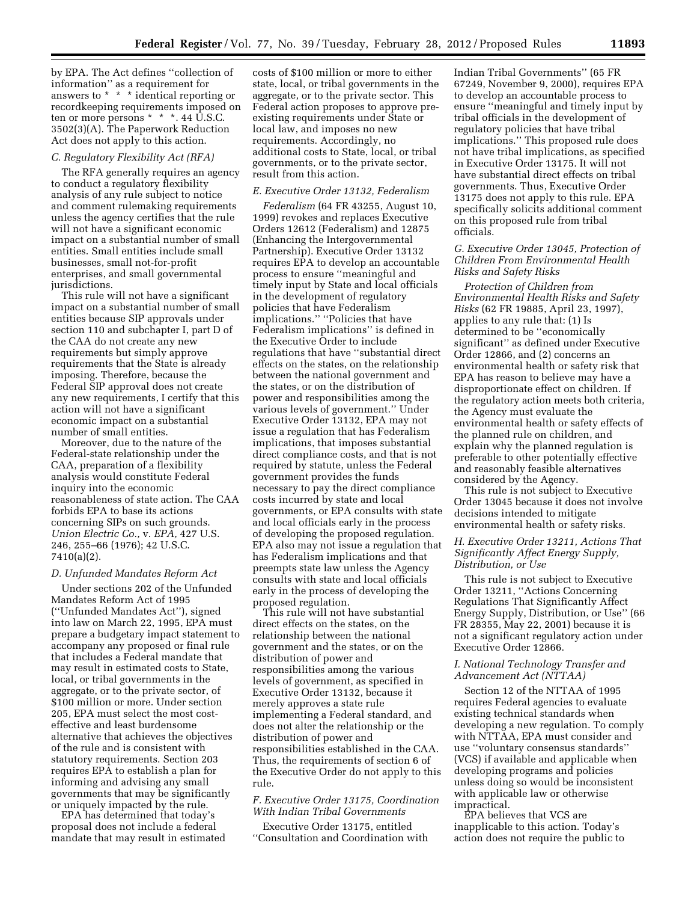by EPA. The Act defines ''collection of information'' as a requirement for answers to * * * identical reporting or recordkeeping requirements imposed on ten or more persons * * *. 44 U.S.C. 3502(3)(A). The Paperwork Reduction Act does not apply to this action.

### C. Regulatory Flexibility Act (RFA)

The RFA generally requires an agency to conduct a regulatory flexibility analysis of any rule subject to notice and comment rulemaking requirements unless the agency certifies that the rule will not have a significant economic impact on a substantial number of small entities. Small entities include small businesses, small not-for-profit enterprises, and small governmental jurisdictions.

This rule will not have a significant impact on a substantial number of small entities because SIP approvals under section 110 and subchapter I, part D of the CAA do not create any new requirements but simply approve requirements that the State is already imposing. Therefore, because the Federal SIP approval does not create any new requirements, I certify that this action will not have a significant economic impact on a substantial number of small entities.

Moreover, due to the nature of the Federal-state relationship under the CAA, preparation of a flexibility analysis would constitute Federal inquiry into the economic reasonableness of state action. The CAA forbids EPA to base its actions concerning SIPs on such grounds. *Union Electric Co.,* v. *EPA,* 427 U.S. 246, 255–66 (1976); 42 U.S.C. 7410(a)(2).

### D. Unfunded Mandates Reform Act

Under sections 202 of the Unfunded Mandates Reform Act of 1995 (''Unfunded Mandates Act''), signed into law on March 22, 1995, EPA must prepare a budgetary impact statement to accompany any proposed or final rule that includes a Federal mandate that may result in estimated costs to State, local, or tribal governments in the aggregate, or to the private sector, of $100 million or more. Under section 205, EPA must select the most cost-effective and least burdensome alternative that achieves the objectives of the rule and is consistent with statutory requirements. Section 203 requires EPA to establish a plan for informing and advising any small governments that may be significantly or uniquely impacted by the rule.

EPA has determined that today's proposal does not include a federal mandate that may result in estimated costs of $100 million or more to either state, local, or tribal governments in the aggregate, or to the private sector. This Federal action proposes to approve pre-existing requirements under State or local law, and imposes no new requirements. Accordingly, no additional costs to State, local, or tribal governments, or to the private sector, result from this action.

### E. Executive Order 13132, Federalism

*Federalism* (64 FR 43255, August 10, 1999) revokes and replaces Executive Orders 12612 (Federalism) and 12875 (Enhancing the Intergovernmental Partnership). Executive Order 13132 requires EPA to develop an accountable process to ensure ''meaningful and timely input by State and local officials in the development of regulatory policies that have Federalism implications.'' ''Policies that have Federalism implications'' is defined in the Executive Order to include regulations that have ''substantial direct effects on the states, on the relationship between the national government and the states, or on the distribution of power and responsibilities among the various levels of government.'' Under Executive Order 13132, EPA may not issue a regulation that has Federalism implications, that imposes substantial direct compliance costs, and that is not required by statute, unless the Federal government provides the funds necessary to pay the direct compliance costs incurred by state and local governments, or EPA consults with state and local officials early in the process of developing the proposed regulation. EPA also may not issue a regulation that has Federalism implications and that preempts state law unless the Agency consults with state and local officials early in the process of developing the proposed regulation.

This rule will not have substantial direct effects on the states, on the relationship between the national government and the states, or on the distribution of power and responsibilities among the various levels of government, as specified in Executive Order 13132, because it merely approves a state rule implementing a Federal standard, and does not alter the relationship or the distribution of power and responsibilities established in the CAA. Thus, the requirements of section 6 of the Executive Order do not apply to this rule.

### F. Executive Order 13175, Coordination With Indian Tribal Governments

Executive Order 13175, entitled ''Consultation and Coordination with Indian Tribal Governments'' (65 FR 67249, November 9, 2000), requires EPA to develop an accountable process to ensure ''meaningful and timely input by tribal officials in the development of regulatory policies that have tribal implications.'' This proposed rule does not have tribal implications, as specified in Executive Order 13175. It will not have substantial direct effects on tribal governments. Thus, Executive Order 13175 does not apply to this rule. EPA specifically solicits additional comment on this proposed rule from tribal officials.

### G. Executive Order 13045, Protection of Children From Environmental Health Risks and Safety Risks

*Protection of Children from Environmental Health Risks and Safety Risks* (62 FR 19885, April 23, 1997), applies to any rule that: (1) Is determined to be ''economically significant'' as defined under Executive Order 12866, and (2) concerns an environmental health or safety risk that EPA has reason to believe may have a disproportionate effect on children. If the regulatory action meets both criteria, the Agency must evaluate the environmental health or safety effects of the planned rule on children, and explain why the planned regulation is preferable to other potentially effective and reasonably feasible alternatives considered by the Agency.

This rule is not subject to Executive Order 13045 because it does not involve decisions intended to mitigate environmental health or safety risks.

### H. Executive Order 13211, Actions That Significantly Affect Energy Supply, Distribution, or Use

This rule is not subject to Executive Order 13211, ''Actions Concerning Regulations That Significantly Affect Energy Supply, Distribution, or Use'' (66 FR 28355, May 22, 2001) because it is not a significant regulatory action under Executive Order 12866.

### I. National Technology Transfer and Advancement Act (NTTAA)

Section 12 of the NTTAA of 1995 requires Federal agencies to evaluate existing technical standards when developing a new regulation. To comply with NTTAA, EPA must consider and use ''voluntary consensus standards'' (VCS) if available and applicable when developing programs and policies unless doing so would be inconsistent with applicable law or otherwise impractical.

EPA believes that VCS are inapplicable to this action. Today's action does not require the public to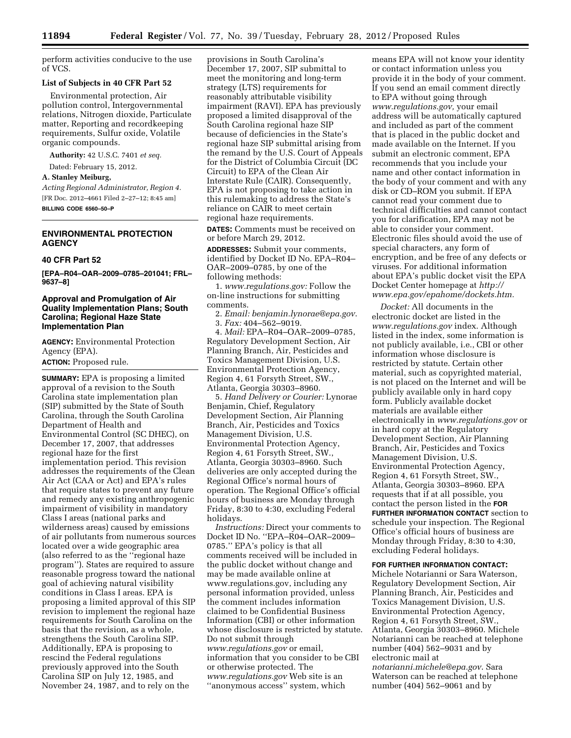perform activities conducive to the use of VCS.

**List of Subjects in 40 CFR Part 52**

Environmental protection, Air pollution control, Intergovernmental relations, Nitrogen dioxide, Particulate matter, Reporting and recordkeeping requirements, Sulfur oxide, Volatile organic compounds.

**Authority:** 42 U.S.C. 7401 *et seq.*

Dated: February 15, 2012.

**A. Stanley Meiburg,**

*Acting Regional Administrator, Region 4.*

[FR Doc. 2012–4661 Filed 2–27–12; 8:45 am]

**BILLING CODE 6560–50–P**

---

## ENVIRONMENTAL PROTECTION AGENCY

### 40 CFR Part 52

**[EPA–R04–OAR–2009–0785–201041; FRL–9637–8]**

### Approval and Promulgation of Air Quality Implementation Plans; South Carolina; Regional Haze State Implementation Plan

**AGENCY:** Environmental Protection Agency (EPA).

**ACTION:** Proposed rule.

**SUMMARY:** EPA is proposing a limited approval of a revision to the South Carolina state implementation plan (SIP) submitted by the State of South Carolina, through the South Carolina Department of Health and Environmental Control (SC DHEC), on December 17, 2007, that addresses regional haze for the first implementation period. This revision addresses the requirements of the Clean Air Act (CAA or Act) and EPA's rules that require states to prevent any future and remedy any existing anthropogenic impairment of visibility in mandatory Class I areas (national parks and wilderness areas) caused by emissions of air pollutants from numerous sources located over a wide geographic area (also referred to as the "regional haze program"). States are required to assure reasonable progress toward the national goal of achieving natural visibility conditions in Class I areas. EPA is proposing a limited approval of this SIP revision to implement the regional haze requirements for South Carolina on the basis that the revision, as a whole, strengthens the South Carolina SIP. Additionally, EPA is proposing to rescind the Federal regulations previously approved into the South Carolina SIP on July 12, 1985, and November 24, 1987, and to rely on the provisions in South Carolina's December 17, 2007, SIP submittal to meet the monitoring and long-term strategy (LTS) requirements for reasonably attributable visibility impairment (RAVI). EPA has previously proposed a limited disapproval of the South Carolina regional haze SIP because of deficiencies in the State's regional haze SIP submittal arising from the remand by the U.S. Court of Appeals for the District of Columbia Circuit (DC Circuit) to EPA of the Clean Air Interstate Rule (CAIR). Consequently, EPA is not proposing to take action in this rulemaking to address the State's reliance on CAIR to meet certain regional haze requirements.

**DATES:** Comments must be received on or before March 29, 2012.

**ADDRESSES:** Submit your comments, identified by Docket ID No. EPA–R04–OAR–2009–0785, by one of the following methods:

1. *www.regulations.gov:* Follow the on-line instructions for submitting comments.
2. *Email: benjamin.lynorae@epa.gov.*
3. *Fax:* 404–562–9019.
4. *Mail:* EPA–R04–OAR–2009–0785, Regulatory Development Section, Air Planning Branch, Air, Pesticides and Toxics Management Division, U.S. Environmental Protection Agency, Region 4, 61 Forsyth Street, SW., Atlanta, Georgia 30303–8960.
5. *Hand Delivery or Courier:* Lynorae Benjamin, Chief, Regulatory Development Section, Air Planning Branch, Air, Pesticides and Toxics Management Division, U.S. Environmental Protection Agency, Region 4, 61 Forsyth Street, SW., Atlanta, Georgia 30303–8960. Such deliveries are only accepted during the Regional Office's normal hours of operation. The Regional Office's official hours of business are Monday through Friday, 8:30 to 4:30, excluding Federal holidays.

*Instructions:* Direct your comments to Docket ID No. "EPA–R04–OAR–2009–0785." EPA's policy is that all comments received will be included in the public docket without change and may be made available online at www.regulations.gov, including any personal information provided, unless the comment includes information claimed to be Confidential Business Information (CBI) or other information whose disclosure is restricted by statute. Do not submit through *www.regulations.gov* or email, information that you consider to be CBI or otherwise protected. The *www.regulations.gov* Web site is an "anonymous access" system, which means EPA will not know your identity or contact information unless you provide it in the body of your comment. If you send an email comment directly to EPA without going through *www.regulations.gov,* your email address will be automatically captured and included as part of the comment that is placed in the public docket and made available on the Internet. If you submit an electronic comment, EPA recommends that you include your name and other contact information in the body of your comment and with any disk or CD–ROM you submit. If EPA cannot read your comment due to technical difficulties and cannot contact you for clarification, EPA may not be able to consider your comment. Electronic files should avoid the use of special characters, any form of encryption, and be free of any defects or viruses. For additional information about EPA's public docket visit the EPA Docket Center homepage at *http://www.epa.gov/epahome/dockets.htm.*

*Docket:* All documents in the electronic docket are listed in the *www.regulations.gov* index. Although listed in the index, some information is not publicly available, i.e., CBI or other information whose disclosure is restricted by statute. Certain other material, such as copyrighted material, is not placed on the Internet and will be publicly available only in hard copy form. Publicly available docket materials are available either electronically in *www.regulations.gov* or in hard copy at the Regulatory Development Section, Air Planning Branch, Air, Pesticides and Toxics Management Division, U.S. Environmental Protection Agency, Region 4, 61 Forsyth Street, SW., Atlanta, Georgia 30303–8960. EPA requests that if at all possible, you contact the person listed in the **FOR FURTHER INFORMATION CONTACT** section to schedule your inspection. The Regional Office's official hours of business are Monday through Friday, 8:30 to 4:30, excluding Federal holidays.

**FOR FURTHER INFORMATION CONTACT:** Michele Notarianni or Sara Waterson, Regulatory Development Section, Air Planning Branch, Air, Pesticides and Toxics Management Division, U.S. Environmental Protection Agency, Region 4, 61 Forsyth Street, SW., Atlanta, Georgia 30303–8960. Michele Notarianni can be reached at telephone number (404) 562–9031 and by electronic mail at *notarianni.michele@epa.gov.* Sara Waterson can be reached at telephone number (404) 562–9061 and by